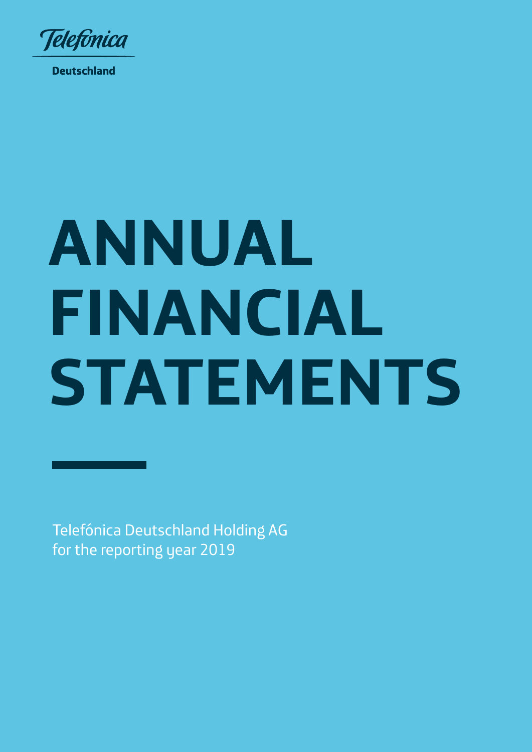Telefónica

Deutschland

# ANNUAL FINANCIAL STATEMENTS

Telefónica Deutschland Holding AG
for the reporting year 2019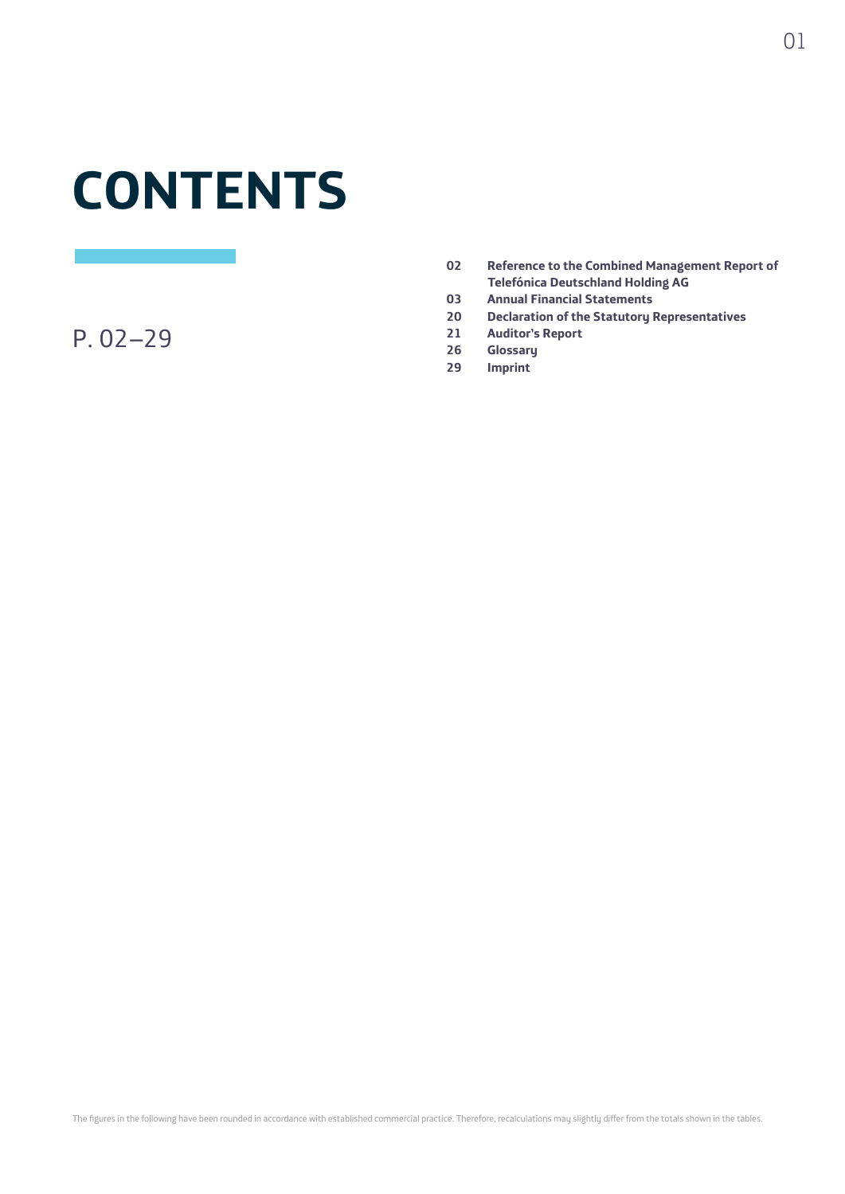# CONTENTS

P. 02–29

| | |
|---|---|
| **02** | **Reference to the Combined Management Report of Telefónica Deutschland Holding AG** |
| **03** | **Annual Financial Statements** |
| **20** | **Declaration of the Statutory Representatives** |
| **21** | **Auditor's Report** |
| **26** | **Glossary** |
| **29** | **Imprint** |

The figures in the following have been rounded in accordance with established commercial practice. Therefore, recalculations may slightly differ from the totals shown in the tables.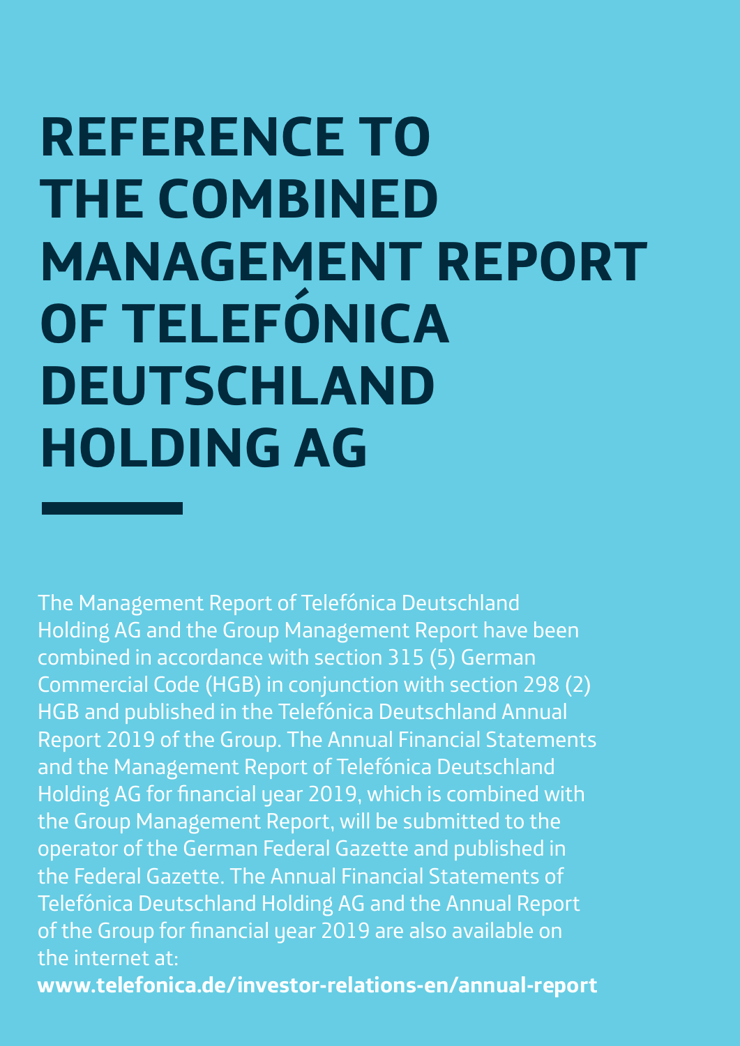# REFERENCE TO THE COMBINED MANAGEMENT REPORT OF TELEFÓNICA DEUTSCHLAND HOLDING AG

The Management Report of Telefónica Deutschland Holding AG and the Group Management Report have been combined in accordance with section 315 (5) German Commercial Code (HGB) in conjunction with section 298 (2) HGB and published in the Telefónica Deutschland Annual Report 2019 of the Group. The Annual Financial Statements and the Management Report of Telefónica Deutschland Holding AG for financial year 2019, which is combined with the Group Management Report, will be submitted to the operator of the German Federal Gazette and published in the Federal Gazette. The Annual Financial Statements of Telefónica Deutschland Holding AG and the Annual Report of the Group for financial year 2019 are also available on the internet at:

**www.telefonica.de/investor-relations-en/annual-report**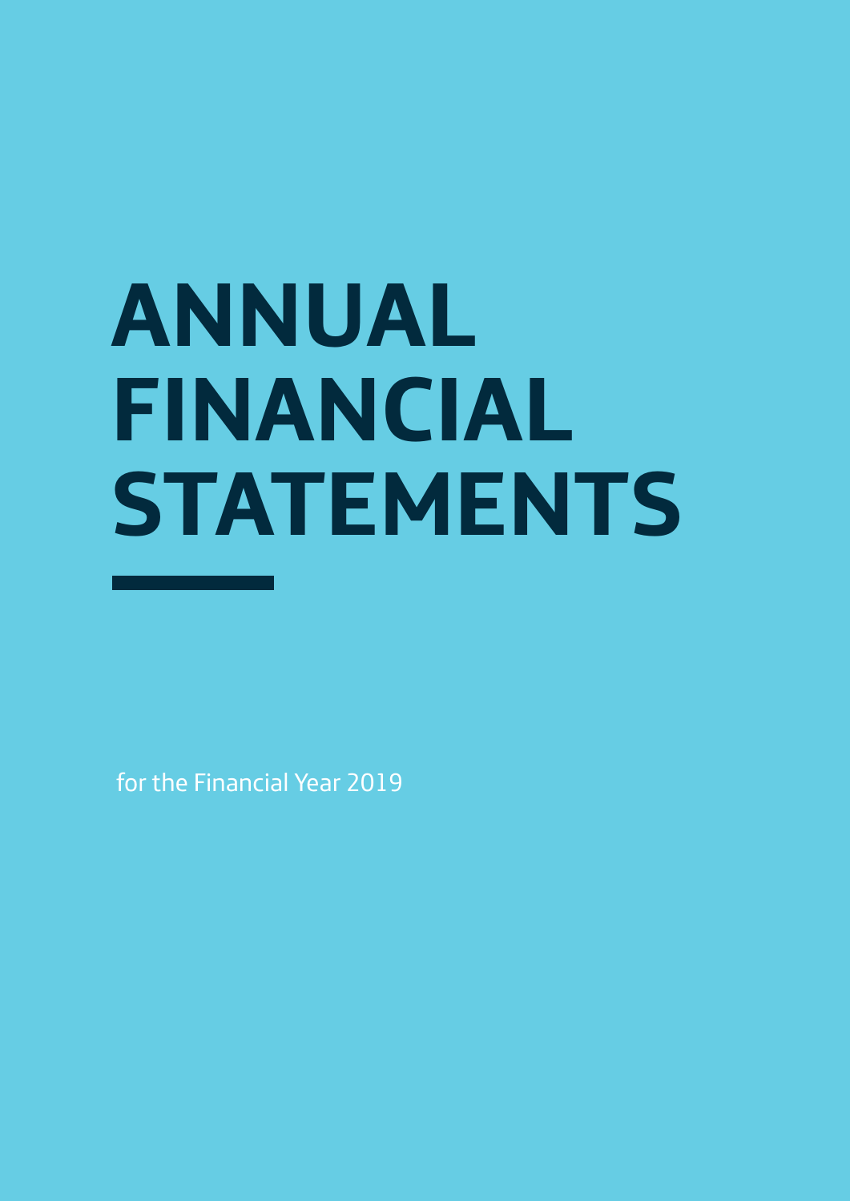# ANNUAL FINANCIAL STATEMENTS

for the Financial Year 2019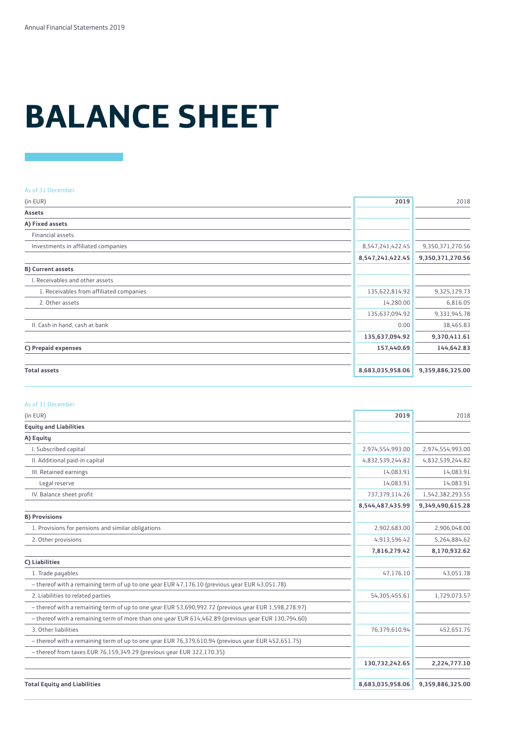# BALANCE SHEET

As of 31 December

| (in EUR) | 2019 | 2018 |
|---|---|---|
| **Assets** | | |
| **A) Fixed assets** | | |
| Financial assets | | |
| Investments in affiliated companies | 8,547,241,422.45 | 9,350,371,270.56 |
| | **8,547,241,422.45** | **9,350,371,270.56** |
| **B) Current assets** | | |
| I. Receivables and other assets | | |
| 1. Receivables from affiliated companies | 135,622,814.92 | 9,325,129.73 |
| 2. Other assets | 14,280.00 | 6,816.05 |
| | 135,637,094.92 | 9,331,945.78 |
| II. Cash in hand, cash at bank | 0.00 | 38,465.83 |
| | **135,637,094.92** | **9,370,411.61** |
| **C) Prepaid expenses** | **157,440.69** | **144,642.83** |
| **Total assets** | **8,683,035,958.06** | **9,359,886,325.00** |

As of 31 December

| (in EUR) | 2019 | 2018 |
|---|---|---|
| **Equity and Liabilities** | | |
| **A) Equity** | | |
| I. Subscribed capital | 2,974,554,993.00 | 2,974,554,993.00 |
| II. Additional paid-in capital | 4,832,539,244.82 | 4,832,539,244.82 |
| III. Retained earnings | 14,083.91 | 14,083.91 |
| Legal reserve | 14,083.91 | 14,083.91 |
| IV. Balance sheet profit | 737,379,114.26 | 1,542,382,293.55 |
| | **8,544,487,435.99** | **9,349,490,615.28** |
| **B) Provisions** | | |
| 1. Provisions for pensions and similar obligations | 2,902,683.00 | 2,906,048.00 |
| 2. Other provisions | 4,913,596.42 | 5,264,884.62 |
| | **7,816,279.42** | **8,170,932.62** |
| **C) Liabilities** | | |
| 1. Trade payables | 47,176.10 | 43,051.78 |
| – thereof with a remaining term of up to one year EUR 47,176.10 (previous year EUR 43,051.78) | | |
| 2. Liabilities to related parties | 54,305,455.61 | 1,729,073.57 |
| – thereof with a remaining term of up to one year EUR 53,690,992.72 (previous year EUR 1,598,278.97) | | |
| – thereof with a remaining term of more than one year EUR 614,462.89 (previous year EUR 130,794.60) | | |
| 3. Other liabilities | 76,379,610.94 | 452,651.75 |
| – thereof with a remaining term of up to one year EUR 76,379,610.94 (previous year EUR 452,651.75) | | |
| – thereof from taxes EUR 76,159,349.29 (previous year EUR 322,170.35) | | |
| | **130,732,242.65** | **2,224,777.10** |
| **Total Equity and Liabilities** | **8,683,035,958.06** | **9,359,886,325.00** |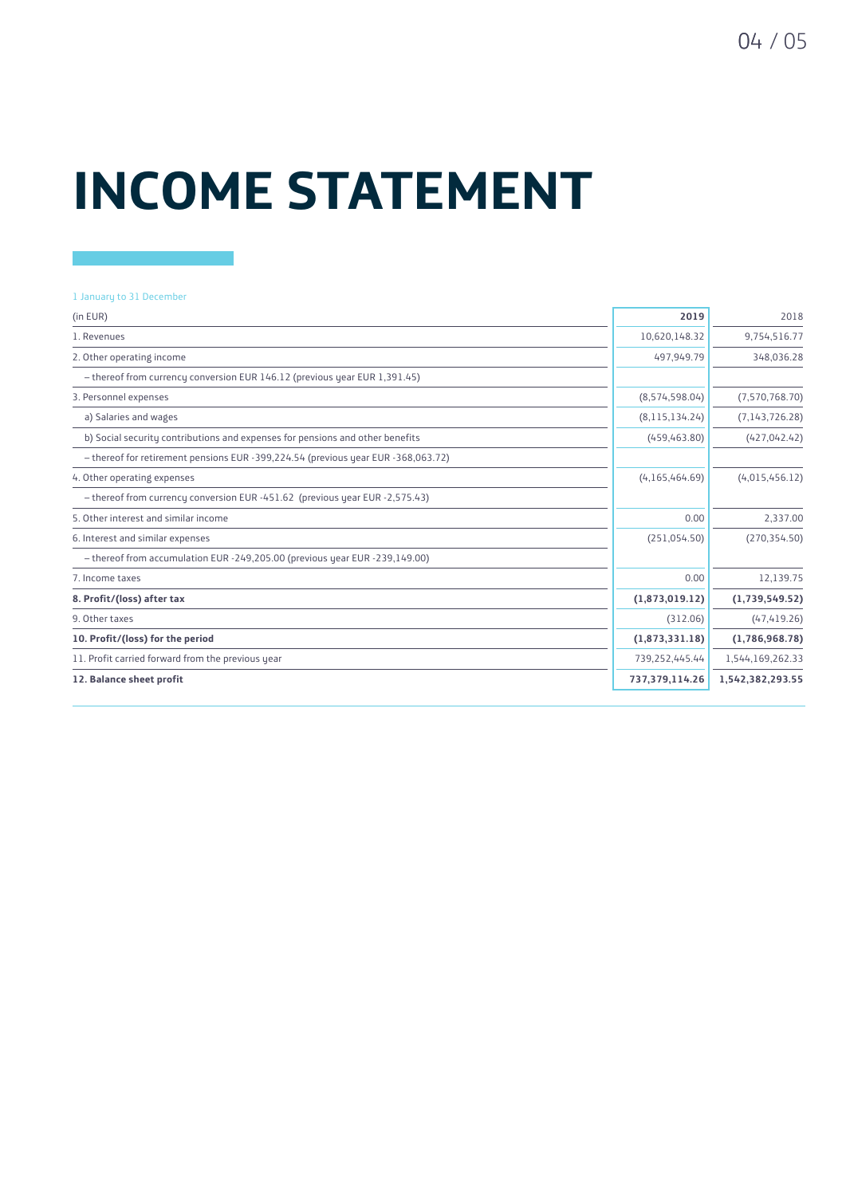# INCOME STATEMENT

1 January to 31 December

| (in EUR) | **2019** | 2018 |
|---|---|---|
| 1. Revenues | 10,620,148.32 | 9,754,516.77 |
| 2. Other operating income | 497,949.79 | 348,036.28 |
| – thereof from currency conversion EUR 146.12 (previous year EUR 1,391.45) | | |
| 3. Personnel expenses | (8,574,598.04) | (7,570,768.70) |
| a) Salaries and wages | (8,115,134.24) | (7,143,726.28) |
| b) Social security contributions and expenses for pensions and other benefits | (459,463.80) | (427,042.42) |
| – thereof for retirement pensions EUR -399,224.54 (previous year EUR -368,063.72) | | |
| 4. Other operating expenses | (4,165,464.69) | (4,015,456.12) |
| – thereof from currency conversion EUR -451.62 (previous year EUR -2,575.43) | | |
| 5. Other interest and similar income | 0.00 | 2,337.00 |
| 6. Interest and similar expenses | (251,054.50) | (270,354.50) |
| – thereof from accumulation EUR -249,205.00 (previous year EUR -239,149.00) | | |
| 7. Income taxes | 0.00 | 12,139.75 |
| **8. Profit/(loss) after tax** | **(1,873,019.12)** | **(1,739,549.52)** |
| 9. Other taxes | (312.06) | (47,419.26) |
| **10. Profit/(loss) for the period** | **(1,873,331.18)** | **(1,786,968.78)** |
| 11. Profit carried forward from the previous year | 739,252,445.44 | 1,544,169,262.33 |
| **12. Balance sheet profit** | **737,379,114.26** | **1,542,382,293.55** |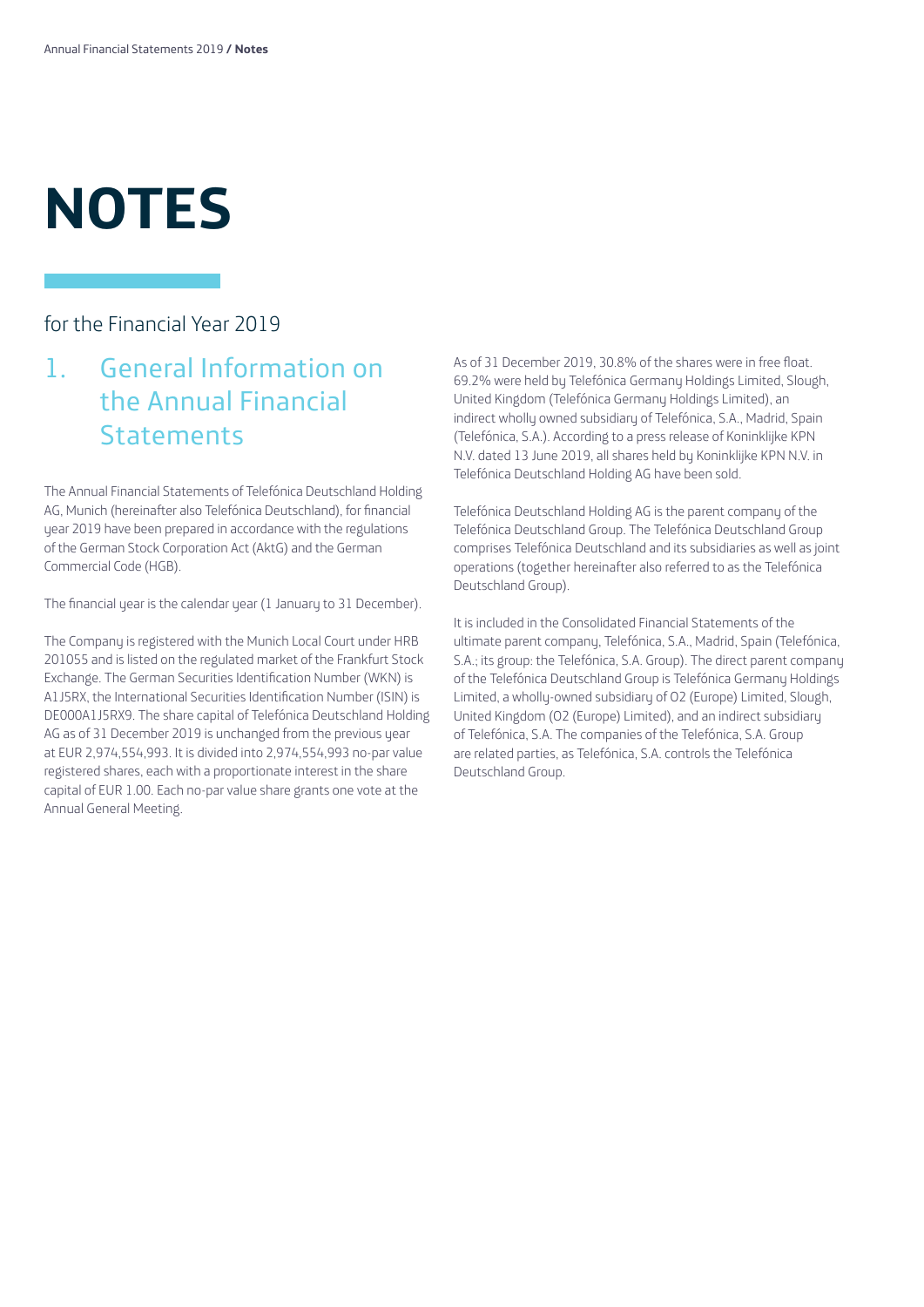# NOTES

for the Financial Year 2019

## 1. General Information on the Annual Financial Statements

The Annual Financial Statements of Telefónica Deutschland Holding AG, Munich (hereinafter also Telefónica Deutschland), for financial year 2019 have been prepared in accordance with the regulations of the German Stock Corporation Act (AktG) and the German Commercial Code (HGB).

The financial year is the calendar year (1 January to 31 December).

The Company is registered with the Munich Local Court under HRB 201055 and is listed on the regulated market of the Frankfurt Stock Exchange. The German Securities Identification Number (WKN) is A1J5RX, the International Securities Identification Number (ISIN) is DE000A1J5RX9. The share capital of Telefónica Deutschland Holding AG as of 31 December 2019 is unchanged from the previous year at EUR 2,974,554,993. It is divided into 2,974,554,993 no-par value registered shares, each with a proportionate interest in the share capital of EUR 1.00. Each no-par value share grants one vote at the Annual General Meeting.

As of 31 December 2019, 30.8% of the shares were in free float. 69.2% were held by Telefónica Germany Holdings Limited, Slough, United Kingdom (Telefónica Germany Holdings Limited), an indirect wholly owned subsidiary of Telefónica, S.A., Madrid, Spain (Telefónica, S.A.). According to a press release of Koninklijke KPN N.V. dated 13 June 2019, all shares held by Koninklijke KPN N.V. in Telefónica Deutschland Holding AG have been sold.

Telefónica Deutschland Holding AG is the parent company of the Telefónica Deutschland Group. The Telefónica Deutschland Group comprises Telefónica Deutschland and its subsidiaries as well as joint operations (together hereinafter also referred to as the Telefónica Deutschland Group).

It is included in the Consolidated Financial Statements of the ultimate parent company, Telefónica, S.A., Madrid, Spain (Telefónica, S.A.; its group: the Telefónica, S.A. Group). The direct parent company of the Telefónica Deutschland Group is Telefónica Germany Holdings Limited, a wholly-owned subsidiary of O2 (Europe) Limited, Slough, United Kingdom (O2 (Europe) Limited), and an indirect subsidiary of Telefónica, S.A. The companies of the Telefónica, S.A. Group are related parties, as Telefónica, S.A. controls the Telefónica Deutschland Group.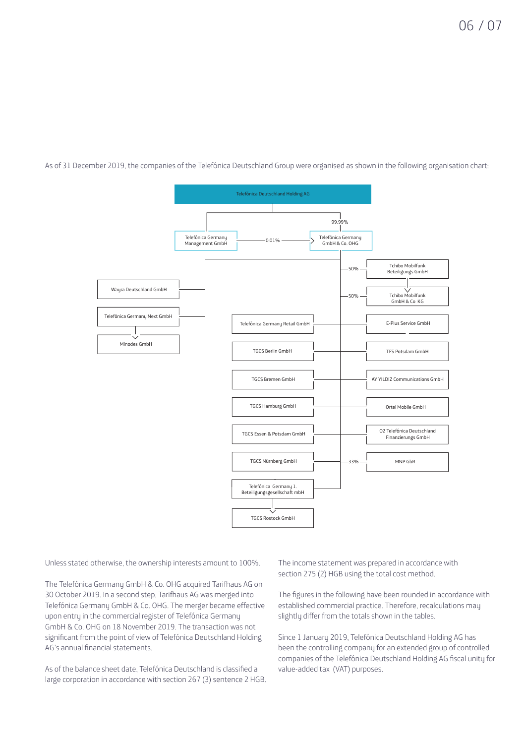As of 31 December 2019, the companies of the Telefónica Deutschland Group were organised as shown in the following organisation chart:

- Telefónica Deutschland Holding AG
  - Telefónica Germany Management GmbH
    - Telefónica Germany GmbH & Co. OHG (0.01%)
  - Telefónica Germany GmbH & Co. OHG (99.99%)
    - Wayra Deutschland GmbH
    - Telefónica Germany Next GmbH
      - Minodes GmbH
    - Tchibo Mobilfunk Beteiligungs GmbH (50%)
      - Tchibo Mobilfunk GmbH & Co KG
    - Tchibo Mobilfunk GmbH & Co KG (50%)
    - Telefónica Germany Retail GmbH
    - TGCS Berlin GmbH
    - TGCS Bremen GmbH
    - TGCS Hamburg GmbH
    - TGCS Essen & Potsdam GmbH
    - TGCS Nürnberg GmbH
    - Telefónica Germany 1. Beteiligungsgesellschaft mbH
      - TGCS Rostock GmbH
    - E-Plus Service GmbH
    - TFS Potsdam GmbH
    - AY YILDIZ Communications GmbH
    - Ortel Mobile GmbH
    - O2 Telefónica Deutschland Finanzierungs GmbH
    - MNP GbR (33%)

Unless stated otherwise, the ownership interests amount to 100%.

The Telefónica Germany GmbH & Co. OHG acquired Tarifhaus AG on 30 October 2019. In a second step, Tarifhaus AG was merged into Telefónica Germany GmbH & Co. OHG. The merger became effective upon entry in the commercial register of Telefónica Germany GmbH & Co. OHG on 18 November 2019. The transaction was not significant from the point of view of Telefónica Deutschland Holding AG's annual financial statements.

As of the balance sheet date, Telefónica Deutschland is classified a large corporation in accordance with section 267 (3) sentence 2 HGB.

The income statement was prepared in accordance with section 275 (2) HGB using the total cost method.

The figures in the following have been rounded in accordance with established commercial practice. Therefore, recalculations may slightly differ from the totals shown in the tables.

Since 1 January 2019, Telefónica Deutschland Holding AG has been the controlling company for an extended group of controlled companies of the Telefónica Deutschland Holding AG fiscal unity for value-added tax (VAT) purposes.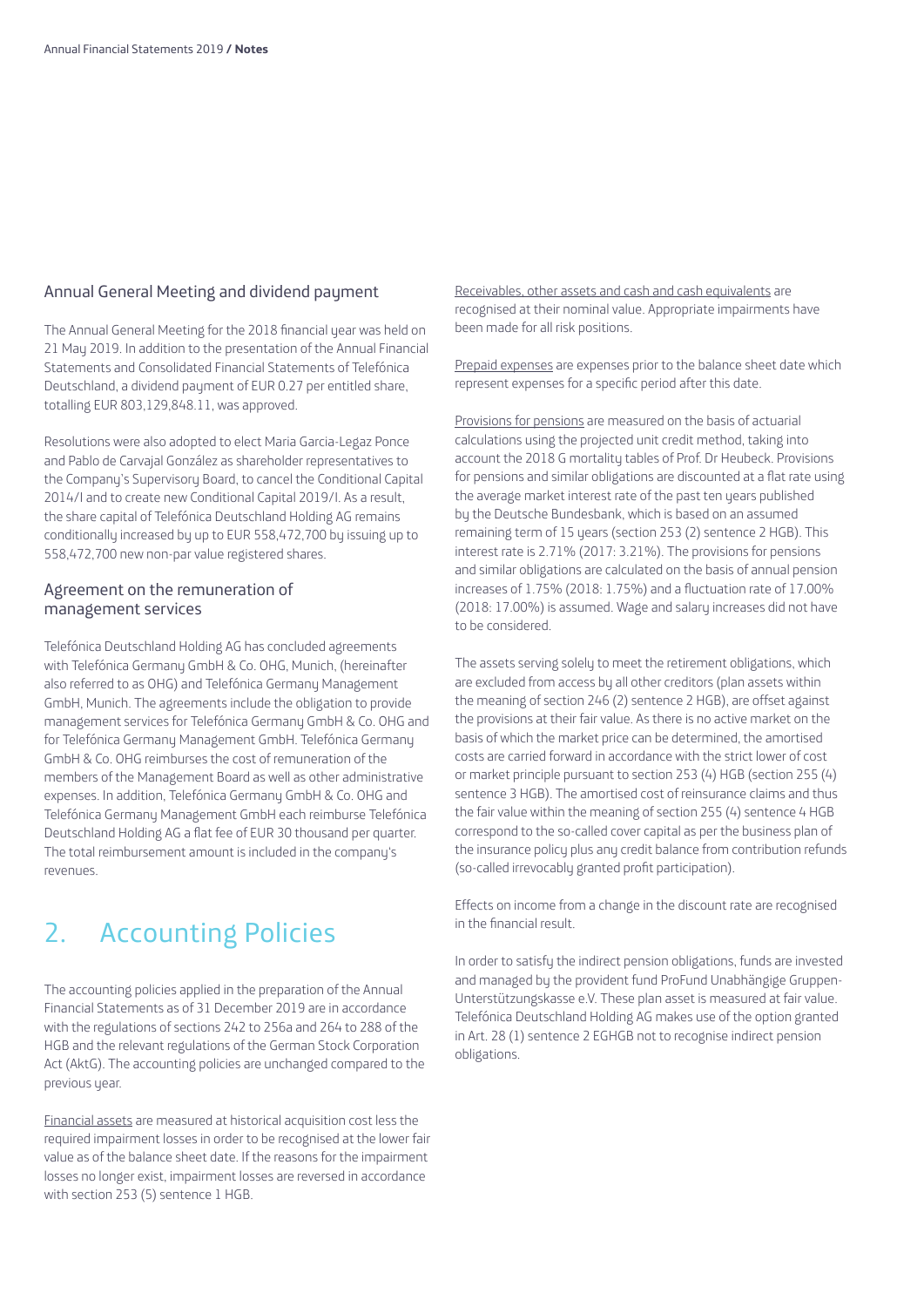## Annual General Meeting and dividend payment

The Annual General Meeting for the 2018 financial year was held on 21 May 2019. In addition to the presentation of the Annual Financial Statements and Consolidated Financial Statements of Telefónica Deutschland, a dividend payment of EUR 0.27 per entitled share, totalling EUR 803,129,848.11, was approved.

Resolutions were also adopted to elect Maria Garcia-Legaz Ponce and Pablo de Carvajal González as shareholder representatives to the Company's Supervisory Board, to cancel the Conditional Capital 2014/I and to create new Conditional Capital 2019/I. As a result, the share capital of Telefónica Deutschland Holding AG remains conditionally increased by up to EUR 558,472,700 by issuing up to 558,472,700 new non-par value registered shares.

## Agreement on the remuneration of management services

Telefónica Deutschland Holding AG has concluded agreements with Telefónica Germany GmbH & Co. OHG, Munich, (hereinafter also referred to as OHG) and Telefónica Germany Management GmbH, Munich. The agreements include the obligation to provide management services for Telefónica Germany GmbH & Co. OHG and for Telefónica Germany Management GmbH. Telefónica Germany GmbH & Co. OHG reimburses the cost of remuneration of the members of the Management Board as well as other administrative expenses. In addition, Telefónica Germany GmbH & Co. OHG and Telefónica Germany Management GmbH each reimburse Telefónica Deutschland Holding AG a flat fee of EUR 30 thousand per quarter. The total reimbursement amount is included in the company's revenues.

# 2. Accounting Policies

The accounting policies applied in the preparation of the Annual Financial Statements as of 31 December 2019 are in accordance with the regulations of sections 242 to 256a and 264 to 288 of the HGB and the relevant regulations of the German Stock Corporation Act (AktG). The accounting policies are unchanged compared to the previous year.

Financial assets are measured at historical acquisition cost less the required impairment losses in order to be recognised at the lower fair value as of the balance sheet date. If the reasons for the impairment losses no longer exist, impairment losses are reversed in accordance with section 253 (5) sentence 1 HGB.

Receivables, other assets and cash and cash equivalents are recognised at their nominal value. Appropriate impairments have been made for all risk positions.

Prepaid expenses are expenses prior to the balance sheet date which represent expenses for a specific period after this date.

Provisions for pensions are measured on the basis of actuarial calculations using the projected unit credit method, taking into account the 2018 G mortality tables of Prof. Dr Heubeck. Provisions for pensions and similar obligations are discounted at a flat rate using the average market interest rate of the past ten years published by the Deutsche Bundesbank, which is based on an assumed remaining term of 15 years (section 253 (2) sentence 2 HGB). This interest rate is 2.71% (2017: 3.21%). The provisions for pensions and similar obligations are calculated on the basis of annual pension increases of 1.75% (2018: 1.75%) and a fluctuation rate of 17.00% (2018: 17.00%) is assumed. Wage and salary increases did not have to be considered.

The assets serving solely to meet the retirement obligations, which are excluded from access by all other creditors (plan assets within the meaning of section 246 (2) sentence 2 HGB), are offset against the provisions at their fair value. As there is no active market on the basis of which the market price can be determined, the amortised costs are carried forward in accordance with the strict lower of cost or market principle pursuant to section 253 (4) HGB (section 255 (4) sentence 3 HGB). The amortised cost of reinsurance claims and thus the fair value within the meaning of section 255 (4) sentence 4 HGB correspond to the so-called cover capital as per the business plan of the insurance policy plus any credit balance from contribution refunds (so-called irrevocably granted profit participation).

Effects on income from a change in the discount rate are recognised in the financial result.

In order to satisfy the indirect pension obligations, funds are invested and managed by the provident fund ProFund Unabhängige Gruppen-Unterstützungskasse e.V. These plan asset is measured at fair value. Telefónica Deutschland Holding AG makes use of the option granted in Art. 28 (1) sentence 2 EGHGB not to recognise indirect pension obligations.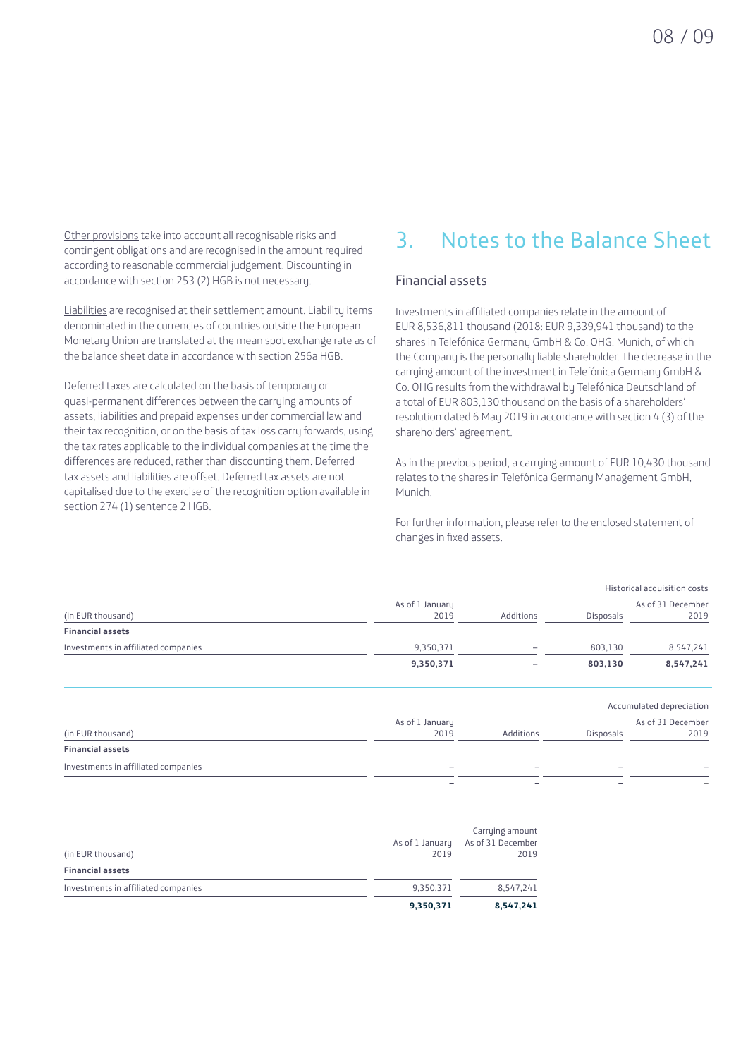Other provisions take into account all recognisable risks and contingent obligations and are recognised in the amount required according to reasonable commercial judgement. Discounting in accordance with section 253 (2) HGB is not necessary.

Liabilities are recognised at their settlement amount. Liability items denominated in the currencies of countries outside the European Monetary Union are translated at the mean spot exchange rate as of the balance sheet date in accordance with section 256a HGB.

Deferred taxes are calculated on the basis of temporary or quasi-permanent differences between the carrying amounts of assets, liabilities and prepaid expenses under commercial law and their tax recognition, or on the basis of tax loss carry forwards, using the tax rates applicable to the individual companies at the time the differences are reduced, rather than discounting them. Deferred tax assets and liabilities are offset. Deferred tax assets are not capitalised due to the exercise of the recognition option available in section 274 (1) sentence 2 HGB.

# 3. Notes to the Balance Sheet

## Financial assets

Investments in affiliated companies relate in the amount of EUR 8,536,811 thousand (2018: EUR 9,339,941 thousand) to the shares in Telefónica Germany GmbH & Co. OHG, Munich, of which the Company is the personally liable shareholder. The decrease in the carrying amount of the investment in Telefónica Germany GmbH & Co. OHG results from the withdrawal by Telefónica Deutschland of a total of EUR 803,130 thousand on the basis of a shareholders' resolution dated 6 May 2019 in accordance with section 4 (3) of the shareholders' agreement.

As in the previous period, a carrying amount of EUR 10,430 thousand relates to the shares in Telefónica Germany Management GmbH, Munich.

For further information, please refer to the enclosed statement of changes in fixed assets.

| | | | | Historical acquisition costs |
|---|---|---|---|---|
| (in EUR thousand) | As of 1 January 2019 | Additions | Disposals | As of 31 December 2019 |
| **Financial assets** | | | | |
| Investments in affiliated companies | 9,350,371 | – | 803,130 | 8,547,241 |
| | **9,350,371** | **–** | **803,130** | **8,547,241** |

| | | | | Accumulated depreciation |
|---|---|---|---|---|
| (in EUR thousand) | As of 1 January 2019 | Additions | Disposals | As of 31 December 2019 |
| **Financial assets** | | | | |
| Investments in affiliated companies | – | – | – | – |
| | **–** | **–** | **–** | **–** |

| | | Carrying amount |
|---|---|---|
| (in EUR thousand) | As of 1 January 2019 | As of 31 December 2019 |
| **Financial assets** | | |
| Investments in affiliated companies | 9,350,371 | 8,547,241 |
| | **9,350,371** | **8,547,241** |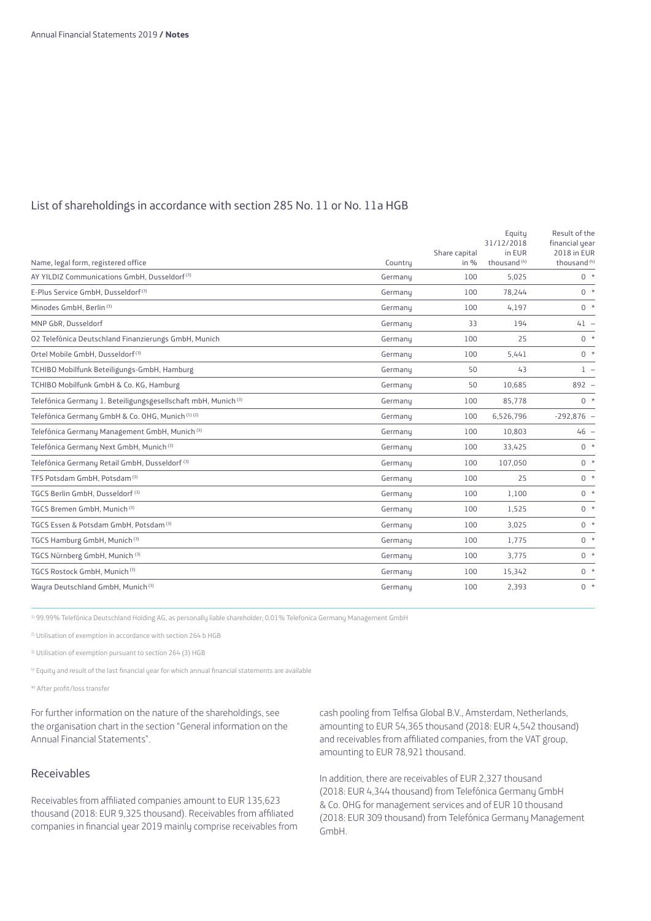## List of shareholdings in accordance with section 285 No. 11 or No. 11a HGB

| Name, legal form, registered office | Country | Share capital in % | Equity 31/12/2018 in EUR thousand [4] | Result of the financial year 2018 in EUR thousand [4] |
|---|---|---|---|---|
| AY YILDIZ Communications GmbH, Dusseldorf [3] | Germany | 100 | 5,025 | 0 * |
| E-Plus Service GmbH, Dusseldorf [3] | Germany | 100 | 78,244 | 0 * |
| Minodes GmbH, Berlin [3] | Germany | 100 | 4,197 | 0 * |
| MNP GbR, Dusseldorf | Germany | 33 | 194 | 41 – |
| O2 Telefónica Deutschland Finanzierungs GmbH, Munich | Germany | 100 | 25 | 0 * |
| Ortel Mobile GmbH, Dusseldorf [3] | Germany | 100 | 5,441 | 0 * |
| TCHIBO Mobilfunk Beteiligungs-GmbH, Hamburg | Germany | 50 | 43 | 1 – |
| TCHIBO Mobilfunk GmbH & Co. KG, Hamburg | Germany | 50 | 10,685 | 892 – |
| Telefónica Germany 1. Beteiligungsgesellschaft mbH, Munich [3] | Germany | 100 | 85,778 | 0 * |
| Telefónica Germany GmbH & Co. OHG, Munich [1] [2] | Germany | 100 | 6,526,796 | -292,876 – |
| Telefónica Germany Management GmbH, Munich [3] | Germany | 100 | 10,803 | 46 – |
| Telefónica Germany Next GmbH, Munich [3] | Germany | 100 | 33,425 | 0 * |
| Telefónica Germany Retail GmbH, Dusseldorf [3] | Germany | 100 | 107,050 | 0 * |
| TFS Potsdam GmbH, Potsdam [3] | Germany | 100 | 25 | 0 * |
| TGCS Berlin GmbH, Dusseldorf [3] | Germany | 100 | 1,100 | 0 * |
| TGCS Bremen GmbH, Munich [3] | Germany | 100 | 1,525 | 0 * |
| TGCS Essen & Potsdam GmbH, Potsdam [3] | Germany | 100 | 3,025 | 0 * |
| TGCS Hamburg GmbH, Munich [3] | Germany | 100 | 1,775 | 0 * |
| TGCS Nürnberg GmbH, Munich [3] | Germany | 100 | 3,775 | 0 * |
| TGCS Rostock GmbH, Munich [3] | Germany | 100 | 15,342 | 0 * |
| Wayra Deutschland GmbH, Munich [3] | Germany | 100 | 2,393 | 0 * |

[1] 99.99% Telefónica Deutschland Holding AG, as personally liable shareholder; 0.01% Telefonica Germany Management GmbH

[2] Utilisation of exemption in accordance with section 264 b HGB

[3] Utilisation of exemption pursuant to section 264 (3) HGB

[4] Equity and result of the last financial year for which annual financial statements are available

*) After profit/loss transfer

For further information on the nature of the shareholdings, see the organisation chart in the section "General information on the Annual Financial Statements".

## Receivables

Receivables from affiliated companies amount to EUR 135,623 thousand (2018: EUR 9,325 thousand). Receivables from affiliated companies in financial year 2019 mainly comprise receivables from cash pooling from Telfisa Global B.V., Amsterdam, Netherlands, amounting to EUR 54,365 thousand (2018: EUR 4,542 thousand) and receivables from affiliated companies, from the VAT group, amounting to EUR 78,921 thousand.

In addition, there are receivables of EUR 2,327 thousand (2018: EUR 4,344 thousand) from Telefónica Germany GmbH & Co. OHG for management services and of EUR 10 thousand (2018: EUR 309 thousand) from Telefónica Germany Management GmbH.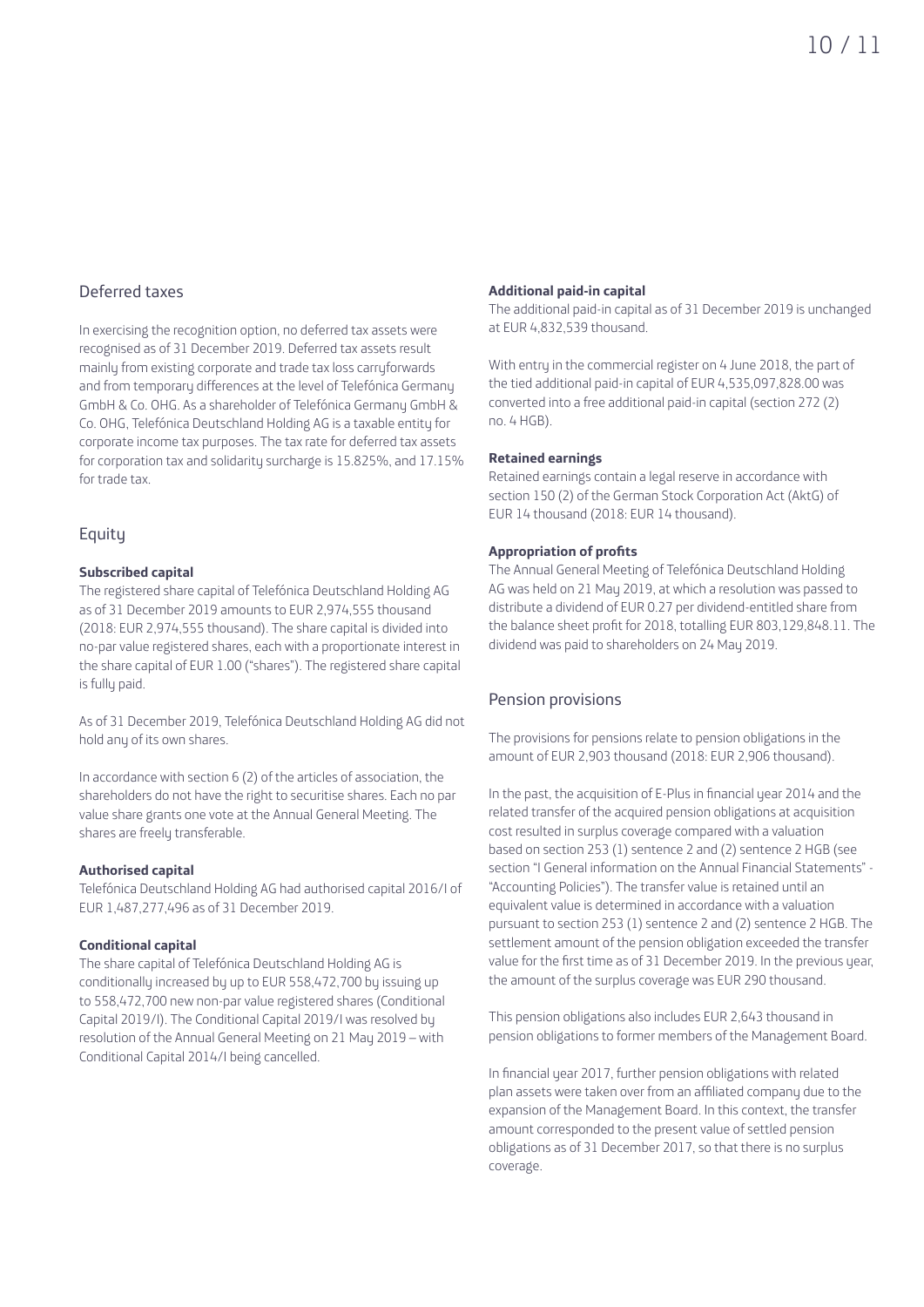## Deferred taxes

In exercising the recognition option, no deferred tax assets were recognised as of 31 December 2019. Deferred tax assets result mainly from existing corporate and trade tax loss carryforwards and from temporary differences at the level of Telefónica Germany GmbH & Co. OHG. As a shareholder of Telefónica Germany GmbH & Co. OHG, Telefónica Deutschland Holding AG is a taxable entity for corporate income tax purposes. The tax rate for deferred tax assets for corporation tax and solidarity surcharge is 15.825%, and 17.15% for trade tax.

## Equity

**Subscribed capital**

The registered share capital of Telefónica Deutschland Holding AG as of 31 December 2019 amounts to EUR 2,974,555 thousand (2018: EUR 2,974,555 thousand). The share capital is divided into no-par value registered shares, each with a proportionate interest in the share capital of EUR 1.00 ("shares"). The registered share capital is fully paid.

As of 31 December 2019, Telefónica Deutschland Holding AG did not hold any of its own shares.

In accordance with section 6 (2) of the articles of association, the shareholders do not have the right to securitise shares. Each no par value share grants one vote at the Annual General Meeting. The shares are freely transferable.

**Authorised capital**

Telefónica Deutschland Holding AG had authorised capital 2016/I of EUR 1,487,277,496 as of 31 December 2019.

**Conditional capital**

The share capital of Telefónica Deutschland Holding AG is conditionally increased by up to EUR 558,472,700 by issuing up to 558,472,700 new non-par value registered shares (Conditional Capital 2019/I). The Conditional Capital 2019/I was resolved by resolution of the Annual General Meeting on 21 May 2019 – with Conditional Capital 2014/I being cancelled.

**Additional paid-in capital**

The additional paid-in capital as of 31 December 2019 is unchanged at EUR 4,832,539 thousand.

With entry in the commercial register on 4 June 2018, the part of the tied additional paid-in capital of EUR 4,535,097,828.00 was converted into a free additional paid-in capital (section 272 (2) no. 4 HGB).

**Retained earnings**

Retained earnings contain a legal reserve in accordance with section 150 (2) of the German Stock Corporation Act (AktG) of EUR 14 thousand (2018: EUR 14 thousand).

**Appropriation of profits**

The Annual General Meeting of Telefónica Deutschland Holding AG was held on 21 May 2019, at which a resolution was passed to distribute a dividend of EUR 0.27 per dividend-entitled share from the balance sheet profit for 2018, totalling EUR 803,129,848.11. The dividend was paid to shareholders on 24 May 2019.

## Pension provisions

The provisions for pensions relate to pension obligations in the amount of EUR 2,903 thousand (2018: EUR 2,906 thousand).

In the past, the acquisition of E-Plus in financial year 2014 and the related transfer of the acquired pension obligations at acquisition cost resulted in surplus coverage compared with a valuation based on section 253 (1) sentence 2 and (2) sentence 2 HGB (see section "I General information on the Annual Financial Statements" - "Accounting Policies"). The transfer value is retained until an equivalent value is determined in accordance with a valuation pursuant to section 253 (1) sentence 2 and (2) sentence 2 HGB. The settlement amount of the pension obligation exceeded the transfer value for the first time as of 31 December 2019. In the previous year, the amount of the surplus coverage was EUR 290 thousand.

This pension obligations also includes EUR 2,643 thousand in pension obligations to former members of the Management Board.

In financial year 2017, further pension obligations with related plan assets were taken over from an affiliated company due to the expansion of the Management Board. In this context, the transfer amount corresponded to the present value of settled pension obligations as of 31 December 2017, so that there is no surplus coverage.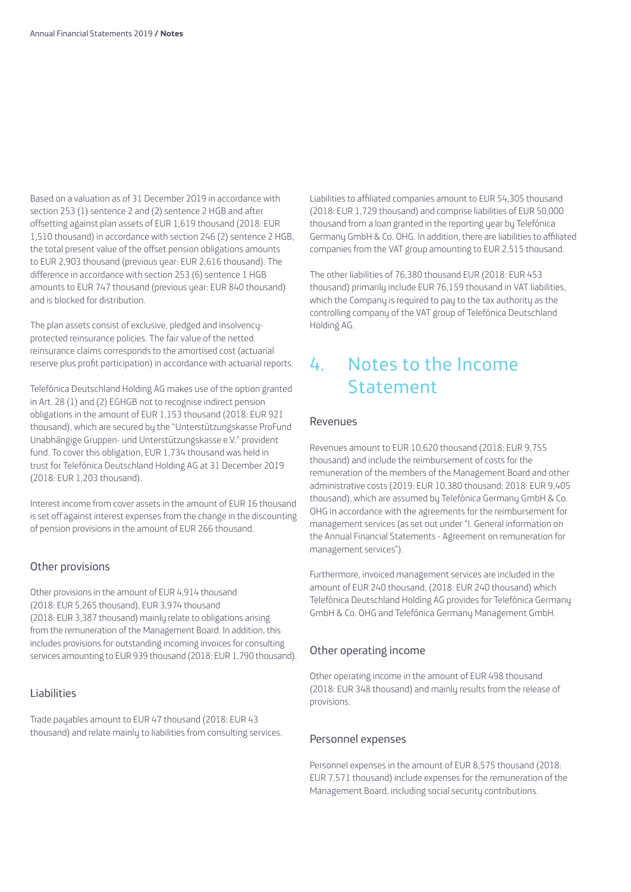Based on a valuation as of 31 December 2019 in accordance with section 253 (1) sentence 2 and (2) sentence 2 HGB and after offsetting against plan assets of EUR 1,619 thousand (2018: EUR 1,510 thousand) in accordance with section 246 (2) sentence 2 HGB, the total present value of the offset pension obligations amounts to EUR 2,903 thousand (previous year: EUR 2,616 thousand). The difference in accordance with section 253 (6) sentence 1 HGB amounts to EUR 747 thousand (previous year: EUR 840 thousand) and is blocked for distribution.

The plan assets consist of exclusive, pledged and insolvency-protected reinsurance policies. The fair value of the netted reinsurance claims corresponds to the amortised cost (actuarial reserve plus profit participation) in accordance with actuarial reports.

Telefónica Deutschland Holding AG makes use of the option granted in Art. 28 (1) and (2) EGHGB not to recognise indirect pension obligations in the amount of EUR 1,153 thousand (2018: EUR 921 thousand), which are secured by the "Unterstützungskasse ProFund Unabhängige Gruppen- und Unterstützungskasse e.V." provident fund. To cover this obligation, EUR 1,734 thousand was held in trust for Telefónica Deutschland Holding AG at 31 December 2019 (2018: EUR 1,203 thousand).

Interest income from cover assets in the amount of EUR 16 thousand is set off against interest expenses from the change in the discounting of pension provisions in the amount of EUR 266 thousand.

### Other provisions

Other provisions in the amount of EUR 4,914 thousand (2018: EUR 5,265 thousand), EUR 3,974 thousand (2018: EUR 3,387 thousand) mainly relate to obligations arising from the remuneration of the Management Board. In addition, this includes provisions for outstanding incoming invoices for consulting services amounting to EUR 939 thousand (2018: EUR 1,790 thousand).

### Liabilities

Trade payables amount to EUR 47 thousand (2018: EUR 43 thousand) and relate mainly to liabilities from consulting services.

Liabilities to affiliated companies amount to EUR 54,305 thousand (2018: EUR 1,729 thousand) and comprise liabilities of EUR 50,000 thousand from a loan granted in the reporting year by Telefónica Germany GmbH & Co. OHG. In addition, there are liabilities to affiliated companies from the VAT group amounting to EUR 2,515 thousand.

The other liabilities of 76,380 thousand EUR (2018: EUR 453 thousand) primarily include EUR 76,159 thousand in VAT liabilities, which the Company is required to pay to the tax authority as the controlling company of the VAT group of Telefónica Deutschland Holding AG.

## 4. Notes to the Income Statement

### Revenues

Revenues amount to EUR 10,620 thousand (2018: EUR 9,755 thousand) and include the reimbursement of costs for the remuneration of the members of the Management Board and other administrative costs (2019: EUR 10,380 thousand; 2018: EUR 9,405 thousand), which are assumed by Telefónica Germany GmbH & Co. OHG in accordance with the agreements for the reimbursement for management services (as set out under "I. General information on the Annual Financial Statements - Agreement on remuneration for management services").

Furthermore, invoiced management services are included in the amount of EUR 240 thousand, (2018: EUR 240 thousand) which Telefónica Deutschland Holding AG provides for Telefónica Germany GmbH & Co. OHG and Telefónica Germany Management GmbH.

### Other operating income

Other operating income in the amount of EUR 498 thousand (2018: EUR 348 thousand) and mainly results from the release of provisions.

### Personnel expenses

Personnel expenses in the amount of EUR 8,575 thousand (2018: EUR 7,571 thousand) include expenses for the remuneration of the Management Board, including social security contributions.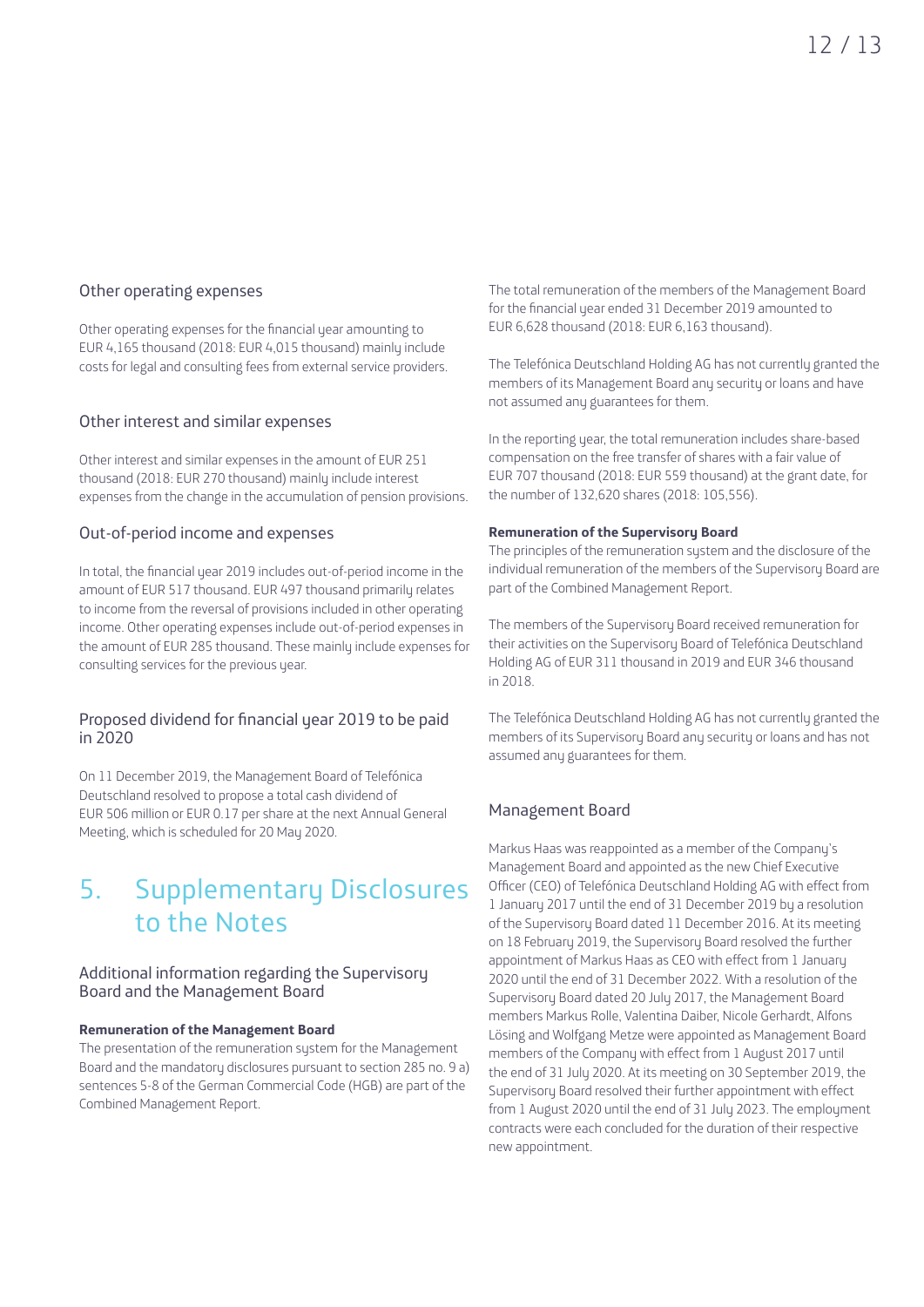## Other operating expenses

Other operating expenses for the financial year amounting to EUR 4,165 thousand (2018: EUR 4,015 thousand) mainly include costs for legal and consulting fees from external service providers.

## Other interest and similar expenses

Other interest and similar expenses in the amount of EUR 251 thousand (2018: EUR 270 thousand) mainly include interest expenses from the change in the accumulation of pension provisions.

## Out-of-period income and expenses

In total, the financial year 2019 includes out-of-period income in the amount of EUR 517 thousand. EUR 497 thousand primarily relates to income from the reversal of provisions included in other operating income. Other operating expenses include out-of-period expenses in the amount of EUR 285 thousand. These mainly include expenses for consulting services for the previous year.

## Proposed dividend for financial year 2019 to be paid in 2020

On 11 December 2019, the Management Board of Telefónica Deutschland resolved to propose a total cash dividend of EUR 506 million or EUR 0.17 per share at the next Annual General Meeting, which is scheduled for 20 May 2020.

# 5. Supplementary Disclosures to the Notes

## Additional information regarding the Supervisory Board and the Management Board

**Remuneration of the Management Board**

The presentation of the remuneration system for the Management Board and the mandatory disclosures pursuant to section 285 no. 9 a) sentences 5-8 of the German Commercial Code (HGB) are part of the Combined Management Report.

The total remuneration of the members of the Management Board for the financial year ended 31 December 2019 amounted to EUR 6,628 thousand (2018: EUR 6,163 thousand).

The Telefónica Deutschland Holding AG has not currently granted the members of its Management Board any security or loans and have not assumed any guarantees for them.

In the reporting year, the total remuneration includes share-based compensation on the free transfer of shares with a fair value of EUR 707 thousand (2018: EUR 559 thousand) at the grant date, for the number of 132,620 shares (2018: 105,556).

**Remuneration of the Supervisory Board**

The principles of the remuneration system and the disclosure of the individual remuneration of the members of the Supervisory Board are part of the Combined Management Report.

The members of the Supervisory Board received remuneration for their activities on the Supervisory Board of Telefónica Deutschland Holding AG of EUR 311 thousand in 2019 and EUR 346 thousand in 2018.

The Telefónica Deutschland Holding AG has not currently granted the members of its Supervisory Board any security or loans and has not assumed any guarantees for them.

## Management Board

Markus Haas was reappointed as a member of the Company's Management Board and appointed as the new Chief Executive Officer (CEO) of Telefónica Deutschland Holding AG with effect from 1 January 2017 until the end of 31 December 2019 by a resolution of the Supervisory Board dated 11 December 2016. At its meeting on 18 February 2019, the Supervisory Board resolved the further appointment of Markus Haas as CEO with effect from 1 January 2020 until the end of 31 December 2022. With a resolution of the Supervisory Board dated 20 July 2017, the Management Board members Markus Rolle, Valentina Daiber, Nicole Gerhardt, Alfons Lösing and Wolfgang Metze were appointed as Management Board members of the Company with effect from 1 August 2017 until the end of 31 July 2020. At its meeting on 30 September 2019, the Supervisory Board resolved their further appointment with effect from 1 August 2020 until the end of 31 July 2023. The employment contracts were each concluded for the duration of their respective new appointment.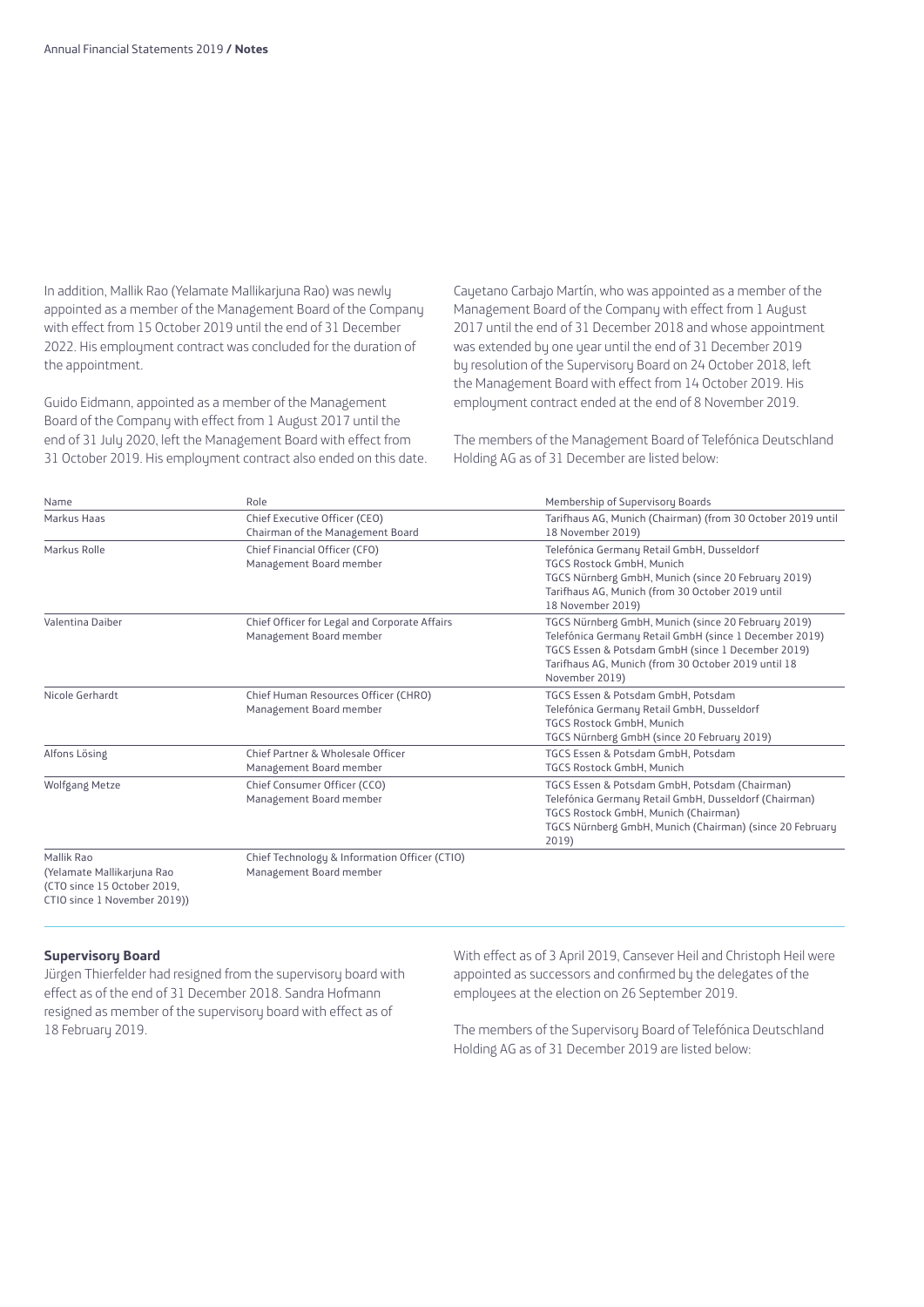In addition, Mallik Rao (Yelamate Mallikarjuna Rao) was newly appointed as a member of the Management Board of the Company with effect from 15 October 2019 until the end of 31 December 2022. His employment contract was concluded for the duration of the appointment.

Guido Eidmann, appointed as a member of the Management Board of the Company with effect from 1 August 2017 until the end of 31 July 2020, left the Management Board with effect from 31 October 2019. His employment contract also ended on this date.

Cayetano Carbajo Martín, who was appointed as a member of the Management Board of the Company with effect from 1 August 2017 until the end of 31 December 2018 and whose appointment was extended by one year until the end of 31 December 2019 by resolution of the Supervisory Board on 24 October 2018, left the Management Board with effect from 14 October 2019. His employment contract ended at the end of 8 November 2019.

The members of the Management Board of Telefónica Deutschland Holding AG as of 31 December are listed below:

| Name | Role | Membership of Supervisory Boards |
|---|---|---|
| Markus Haas | Chief Executive Officer (CEO)<br>Chairman of the Management Board | Tarifhaus AG, Munich (Chairman) (from 30 October 2019 until 18 November 2019) |
| Markus Rolle | Chief Financial Officer (CFO)<br>Management Board member | Telefónica Germany Retail GmbH, Dusseldorf<br>TGCS Rostock GmbH, Munich<br>TGCS Nürnberg GmbH, Munich (since 20 February 2019)<br>Tarifhaus AG, Munich (from 30 October 2019 until 18 November 2019) |
| Valentina Daiber | Chief Officer for Legal and Corporate Affairs<br>Management Board member | TGCS Nürnberg GmbH, Munich (since 20 February 2019)<br>Telefónica Germany Retail GmbH (since 1 December 2019)<br>TGCS Essen & Potsdam GmbH (since 1 December 2019)<br>Tarifhaus AG, Munich (from 30 October 2019 until 18 November 2019) |
| Nicole Gerhardt | Chief Human Resources Officer (CHRO)<br>Management Board member | TGCS Essen & Potsdam GmbH, Potsdam<br>Telefónica Germany Retail GmbH, Dusseldorf<br>TGCS Rostock GmbH, Munich<br>TGCS Nürnberg GmbH (since 20 February 2019) |
| Alfons Lösing | Chief Partner & Wholesale Officer<br>Management Board member | TGCS Essen & Potsdam GmbH, Potsdam<br>TGCS Rostock GmbH, Munich |
| Wolfgang Metze | Chief Consumer Officer (CCO)<br>Management Board member | TGCS Essen & Potsdam GmbH, Potsdam (Chairman)<br>Telefónica Germany Retail GmbH, Dusseldorf (Chairman)<br>TGCS Rostock GmbH, Munich (Chairman)<br>TGCS Nürnberg GmbH, Munich (Chairman) (since 20 February 2019) |
| Mallik Rao<br>(Yelamate Mallikarjuna Rao<br>(CTO since 15 October 2019,<br>CTIO since 1 November 2019)) | Chief Technology & Information Officer (CTIO)<br>Management Board member | |

### Supervisory Board

Jürgen Thierfelder had resigned from the supervisory board with effect as of the end of 31 December 2018. Sandra Hofmann resigned as member of the supervisory board with effect as of 18 February 2019.

With effect as of 3 April 2019, Cansever Heil and Christoph Heil were appointed as successors and confirmed by the delegates of the employees at the election on 26 September 2019.

The members of the Supervisory Board of Telefónica Deutschland Holding AG as of 31 December 2019 are listed below: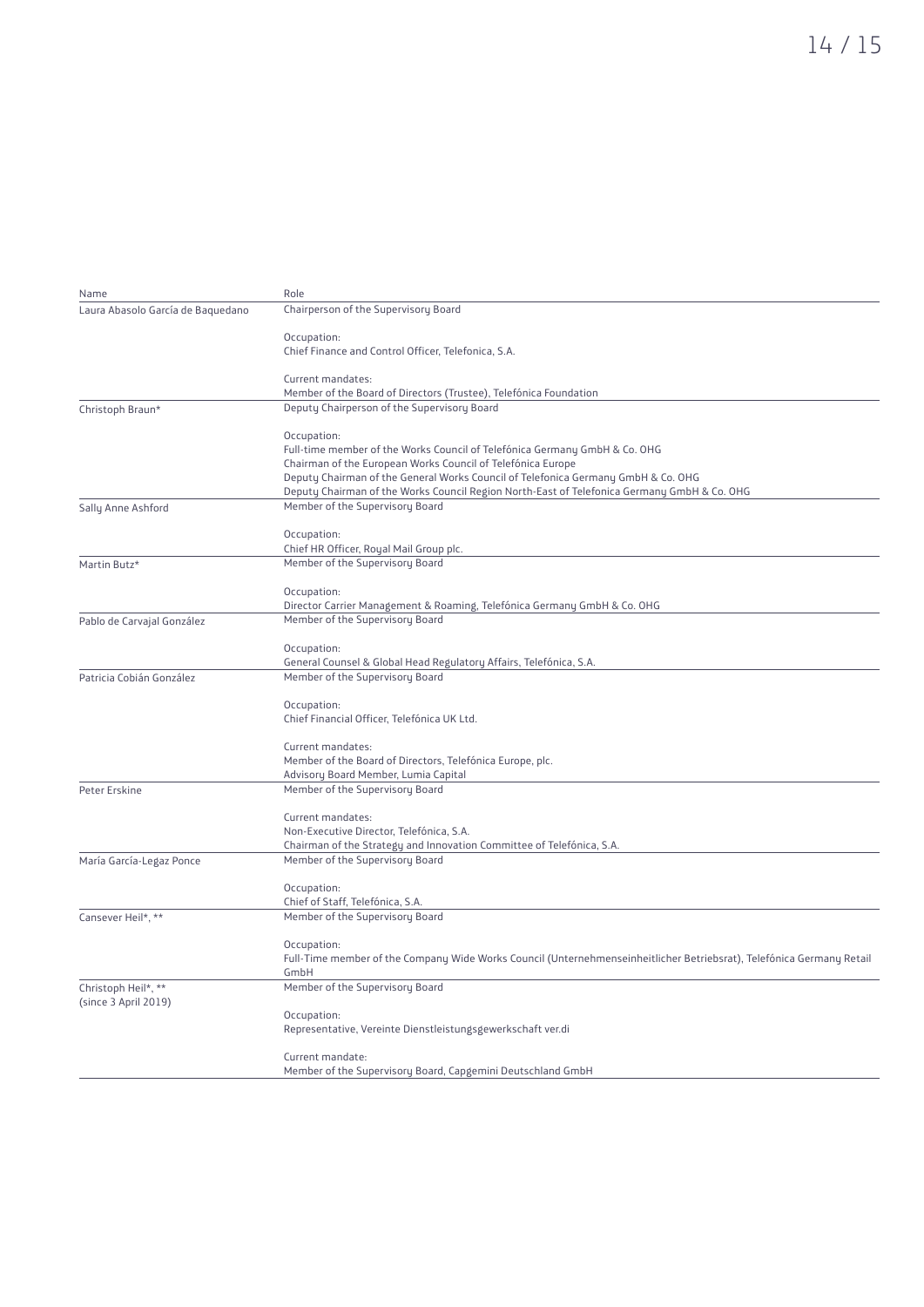| Name | Role |
|---|---|
| Laura Abasolo García de Baquedano | Chairperson of the Supervisory Board<br><br>Occupation:<br>Chief Finance and Control Officer, Telefonica, S.A.<br><br>Current mandates:<br>Member of the Board of Directors (Trustee), Telefónica Foundation |
| Christoph Braun* | Deputy Chairperson of the Supervisory Board<br><br>Occupation:<br>Full-time member of the Works Council of Telefónica Germany GmbH & Co. OHG<br>Chairman of the European Works Council of Telefónica Europe<br>Deputy Chairman of the General Works Council of Telefonica Germany GmbH & Co. OHG<br>Deputy Chairman of the Works Council Region North-East of Telefonica Germany GmbH & Co. OHG |
| Sally Anne Ashford | Member of the Supervisory Board<br><br>Occupation:<br>Chief HR Officer, Royal Mail Group plc. |
| Martin Butz* | Member of the Supervisory Board<br><br>Occupation:<br>Director Carrier Management & Roaming, Telefónica Germany GmbH & Co. OHG |
| Pablo de Carvajal González | Member of the Supervisory Board<br><br>Occupation:<br>General Counsel & Global Head Regulatory Affairs, Telefónica, S.A. |
| Patricia Cobián González | Member of the Supervisory Board<br><br>Occupation:<br>Chief Financial Officer, Telefónica UK Ltd.<br><br>Current mandates:<br>Member of the Board of Directors, Telefónica Europe, plc.<br>Advisory Board Member, Lumia Capital |
| Peter Erskine | Member of the Supervisory Board<br><br>Current mandates:<br>Non-Executive Director, Telefónica, S.A.<br>Chairman of the Strategy and Innovation Committee of Telefónica, S.A. |
| María García-Legaz Ponce | Member of the Supervisory Board<br><br>Occupation:<br>Chief of Staff, Telefónica, S.A. |
| Cansever Heil*, ** | Member of the Supervisory Board<br><br>Occupation:<br>Full-Time member of the Company Wide Works Council (Unternehmenseinheitlicher Betriebsrat), Telefónica Germany Retail GmbH |
| Christoph Heil*, **<br>(since 3 April 2019) | Member of the Supervisory Board<br><br>Occupation:<br>Representative, Vereinte Dienstleistungsgewerkschaft ver.di<br><br>Current mandate:<br>Member of the Supervisory Board, Capgemini Deutschland GmbH |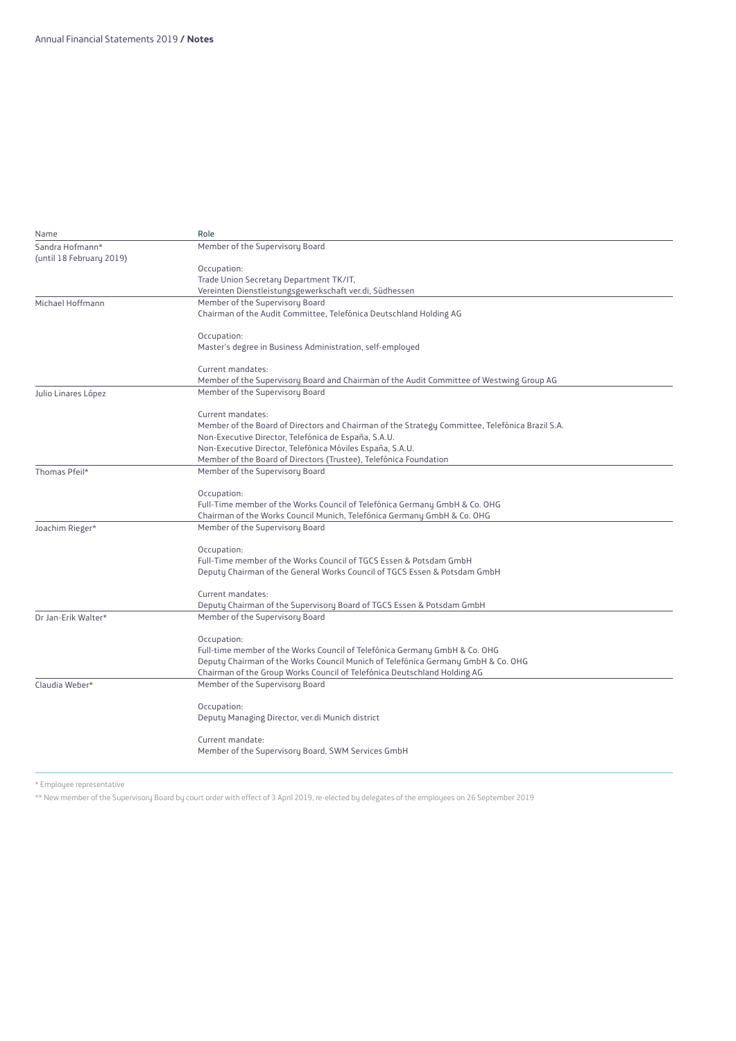| Name | Role |
| --- | --- |
| Sandra Hofmann* (until 18 February 2019) | Member of the Supervisory Board<br><br>Occupation:<br>Trade Union Secretary Department TK/IT,<br>Vereinten Dienstleistungsgewerkschaft ver.di, Südhessen |
| Michael Hoffmann | Member of the Supervisory Board<br>Chairman of the Audit Committee, Telefónica Deutschland Holding AG<br><br>Occupation:<br>Master's degree in Business Administration, self-employed<br><br>Current mandates:<br>Member of the Supervisory Board and Chairman of the Audit Committee of Westwing Group AG |
| Julio Linares López | Member of the Supervisory Board<br><br>Current mandates:<br>Member of the Board of Directors and Chairman of the Strategy Committee, Telefónica Brazil S.A.<br>Non-Executive Director, Telefónica de España, S.A.U.<br>Non-Executive Director, Telefónica Móviles España, S.A.U.<br>Member of the Board of Directors (Trustee), Telefónica Foundation |
| Thomas Pfeil* | Member of the Supervisory Board<br><br>Occupation:<br>Full-Time member of the Works Council of Telefónica Germany GmbH & Co. OHG<br>Chairman of the Works Council Munich, Telefónica Germany GmbH & Co. OHG |
| Joachim Rieger* | Member of the Supervisory Board<br><br>Occupation:<br>Full-Time member of the Works Council of TGCS Essen & Potsdam GmbH<br>Deputy Chairman of the General Works Council of TGCS Essen & Potsdam GmbH<br><br>Current mandates:<br>Deputy Chairman of the Supervisory Board of TGCS Essen & Potsdam GmbH |
| Dr Jan-Erik Walter* | Member of the Supervisory Board<br><br>Occupation:<br>Full-time member of the Works Council of Telefónica Germany GmbH & Co. OHG<br>Deputy Chairman of the Works Council Munich of Telefónica Germany GmbH & Co. OHG<br>Chairman of the Group Works Council of Telefónica Deutschland Holding AG |
| Claudia Weber* | Member of the Supervisory Board<br><br>Occupation:<br>Deputy Managing Director, ver.di Munich district<br><br>Current mandate:<br>Member of the Supervisory Board, SWM Services GmbH |

* Employee representative

** New member of the Supervisory Board by court order with effect of 3 April 2019, re-elected by delegates of the employees on 26 September 2019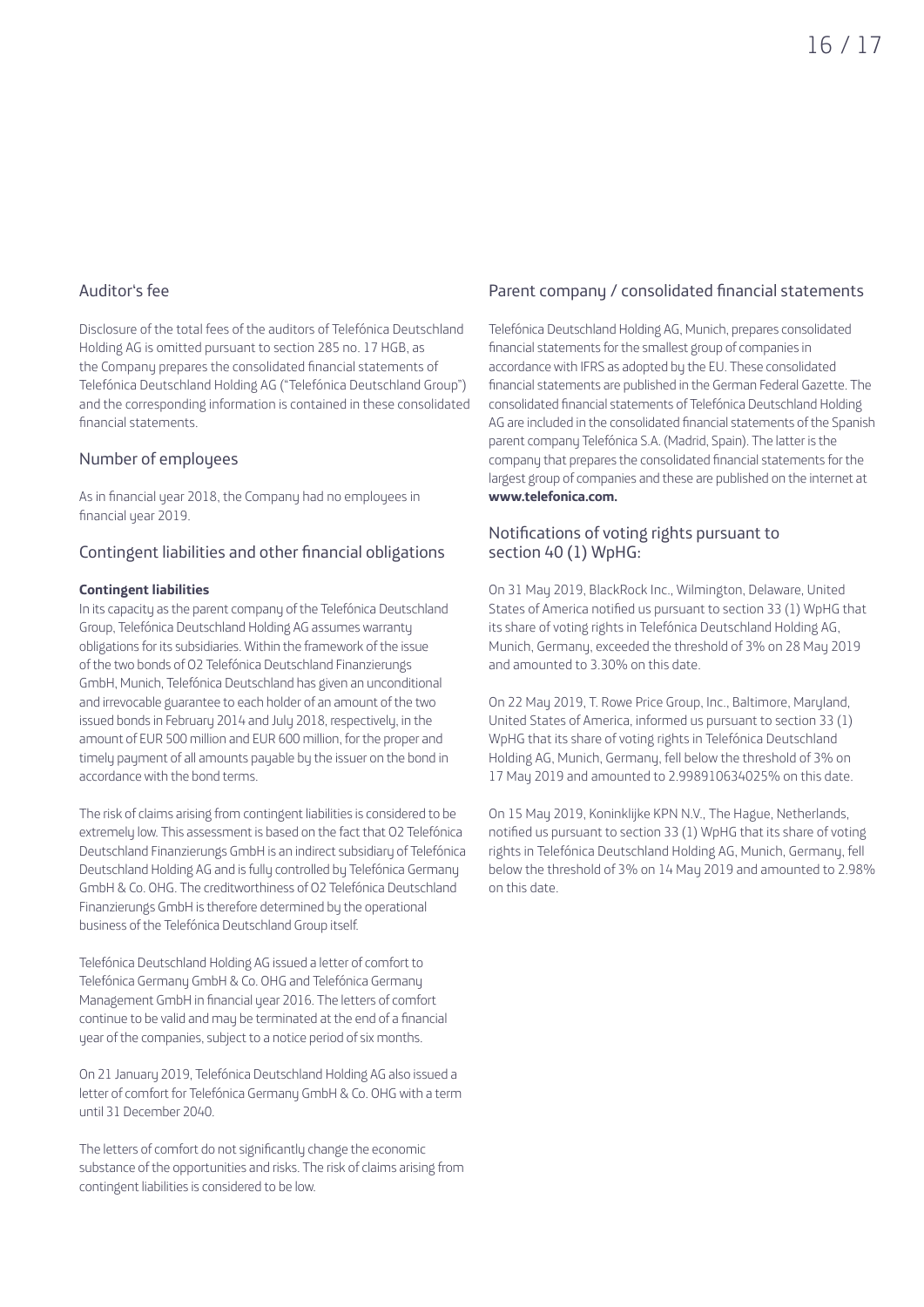## Auditor's fee

Disclosure of the total fees of the auditors of Telefónica Deutschland Holding AG is omitted pursuant to section 285 no. 17 HGB, as the Company prepares the consolidated financial statements of Telefónica Deutschland Holding AG ("Telefónica Deutschland Group") and the corresponding information is contained in these consolidated financial statements.

## Number of employees

As in financial year 2018, the Company had no employees in financial year 2019.

## Contingent liabilities and other financial obligations

**Contingent liabilities**

In its capacity as the parent company of the Telefónica Deutschland Group, Telefónica Deutschland Holding AG assumes warranty obligations for its subsidiaries. Within the framework of the issue of the two bonds of O2 Telefónica Deutschland Finanzierungs GmbH, Munich, Telefónica Deutschland has given an unconditional and irrevocable guarantee to each holder of an amount of the two issued bonds in February 2014 and July 2018, respectively, in the amount of EUR 500 million and EUR 600 million, for the proper and timely payment of all amounts payable by the issuer on the bond in accordance with the bond terms.

The risk of claims arising from contingent liabilities is considered to be extremely low. This assessment is based on the fact that O2 Telefónica Deutschland Finanzierungs GmbH is an indirect subsidiary of Telefónica Deutschland Holding AG and is fully controlled by Telefónica Germany GmbH & Co. OHG. The creditworthiness of O2 Telefónica Deutschland Finanzierungs GmbH is therefore determined by the operational business of the Telefónica Deutschland Group itself.

Telefónica Deutschland Holding AG issued a letter of comfort to Telefónica Germany GmbH & Co. OHG and Telefónica Germany Management GmbH in financial year 2016. The letters of comfort continue to be valid and may be terminated at the end of a financial year of the companies, subject to a notice period of six months.

On 21 January 2019, Telefónica Deutschland Holding AG also issued a letter of comfort for Telefónica Germany GmbH & Co. OHG with a term until 31 December 2040.

The letters of comfort do not significantly change the economic substance of the opportunities and risks. The risk of claims arising from contingent liabilities is considered to be low.

## Parent company / consolidated financial statements

Telefónica Deutschland Holding AG, Munich, prepares consolidated financial statements for the smallest group of companies in accordance with IFRS as adopted by the EU. These consolidated financial statements are published in the German Federal Gazette. The consolidated financial statements of Telefónica Deutschland Holding AG are included in the consolidated financial statements of the Spanish parent company Telefónica S.A. (Madrid, Spain). The latter is the company that prepares the consolidated financial statements for the largest group of companies and these are published on the internet at **www.telefonica.com.**

## Notifications of voting rights pursuant to section 40 (1) WpHG:

On 31 May 2019, BlackRock Inc., Wilmington, Delaware, United States of America notified us pursuant to section 33 (1) WpHG that its share of voting rights in Telefónica Deutschland Holding AG, Munich, Germany, exceeded the threshold of 3% on 28 May 2019 and amounted to 3.30% on this date.

On 22 May 2019, T. Rowe Price Group, Inc., Baltimore, Maryland, United States of America, informed us pursuant to section 33 (1) WpHG that its share of voting rights in Telefónica Deutschland Holding AG, Munich, Germany, fell below the threshold of 3% on 17 May 2019 and amounted to 2.998910634025% on this date.

On 15 May 2019, Koninklijke KPN N.V., The Hague, Netherlands, notified us pursuant to section 33 (1) WpHG that its share of voting rights in Telefónica Deutschland Holding AG, Munich, Germany, fell below the threshold of 3% on 14 May 2019 and amounted to 2.98% on this date.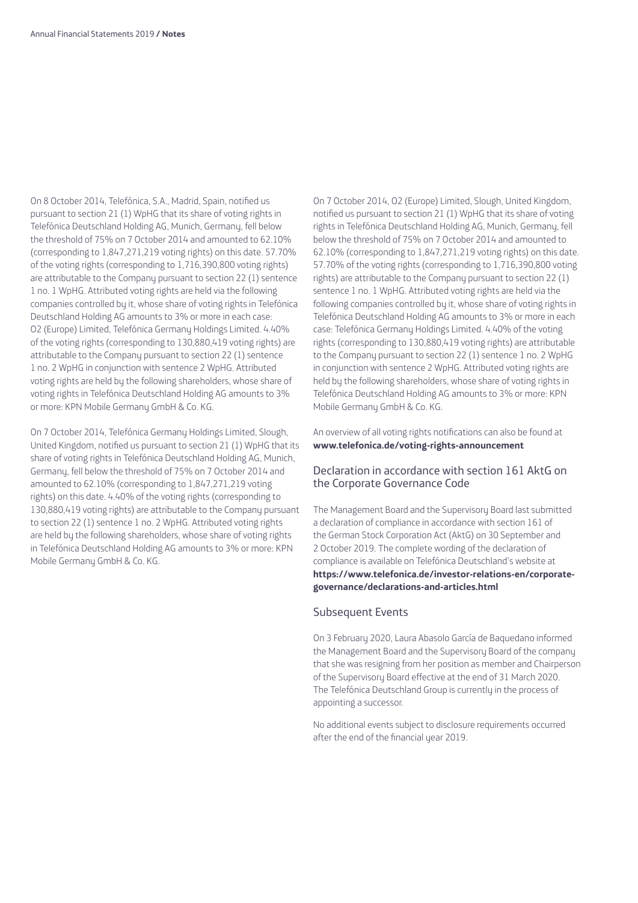On 8 October 2014, Telefónica, S.A., Madrid, Spain, notified us pursuant to section 21 (1) WpHG that its share of voting rights in Telefónica Deutschland Holding AG, Munich, Germany, fell below the threshold of 75% on 7 October 2014 and amounted to 62.10% (corresponding to 1,847,271,219 voting rights) on this date. 57.70% of the voting rights (corresponding to 1,716,390,800 voting rights) are attributable to the Company pursuant to section 22 (1) sentence 1 no. 1 WpHG. Attributed voting rights are held via the following companies controlled by it, whose share of voting rights in Telefónica Deutschland Holding AG amounts to 3% or more in each case: O2 (Europe) Limited, Telefónica Germany Holdings Limited. 4.40% of the voting rights (corresponding to 130,880,419 voting rights) are attributable to the Company pursuant to section 22 (1) sentence 1 no. 2 WpHG in conjunction with sentence 2 WpHG. Attributed voting rights are held by the following shareholders, whose share of voting rights in Telefónica Deutschland Holding AG amounts to 3% or more: KPN Mobile Germany GmbH & Co. KG.

On 7 October 2014, Telefónica Germany Holdings Limited, Slough, United Kingdom, notified us pursuant to section 21 (1) WpHG that its share of voting rights in Telefónica Deutschland Holding AG, Munich, Germany, fell below the threshold of 75% on 7 October 2014 and amounted to 62.10% (corresponding to 1,847,271,219 voting rights) on this date. 4.40% of the voting rights (corresponding to 130,880,419 voting rights) are attributable to the Company pursuant to section 22 (1) sentence 1 no. 2 WpHG. Attributed voting rights are held by the following shareholders, whose share of voting rights in Telefónica Deutschland Holding AG amounts to 3% or more: KPN Mobile Germany GmbH & Co. KG.

On 7 October 2014, O2 (Europe) Limited, Slough, United Kingdom, notified us pursuant to section 21 (1) WpHG that its share of voting rights in Telefónica Deutschland Holding AG, Munich, Germany, fell below the threshold of 75% on 7 October 2014 and amounted to 62.10% (corresponding to 1,847,271,219 voting rights) on this date. 57.70% of the voting rights (corresponding to 1,716,390,800 voting rights) are attributable to the Company pursuant to section 22 (1) sentence 1 no. 1 WpHG. Attributed voting rights are held via the following companies controlled by it, whose share of voting rights in Telefónica Deutschland Holding AG amounts to 3% or more in each case: Telefónica Germany Holdings Limited. 4.40% of the voting rights (corresponding to 130,880,419 voting rights) are attributable to the Company pursuant to section 22 (1) sentence 1 no. 2 WpHG in conjunction with sentence 2 WpHG. Attributed voting rights are held by the following shareholders, whose share of voting rights in Telefónica Deutschland Holding AG amounts to 3% or more: KPN Mobile Germany GmbH & Co. KG.

An overview of all voting rights notifications can also be found at **www.telefonica.de/voting-rights-announcement**

## Declaration in accordance with section 161 AktG on the Corporate Governance Code

The Management Board and the Supervisory Board last submitted a declaration of compliance in accordance with section 161 of the German Stock Corporation Act (AktG) on 30 September and 2 October 2019. The complete wording of the declaration of compliance is available on Telefónica Deutschland's website at **https://www.telefonica.de/investor-relations-en/corporate-governance/declarations-and-articles.html**

## Subsequent Events

On 3 February 2020, Laura Abasolo García de Baquedano informed the Management Board and the Supervisory Board of the company that she was resigning from her position as member and Chairperson of the Supervisory Board effective at the end of 31 March 2020. The Telefónica Deutschland Group is currently in the process of appointing a successor.

No additional events subject to disclosure requirements occurred after the end of the financial year 2019.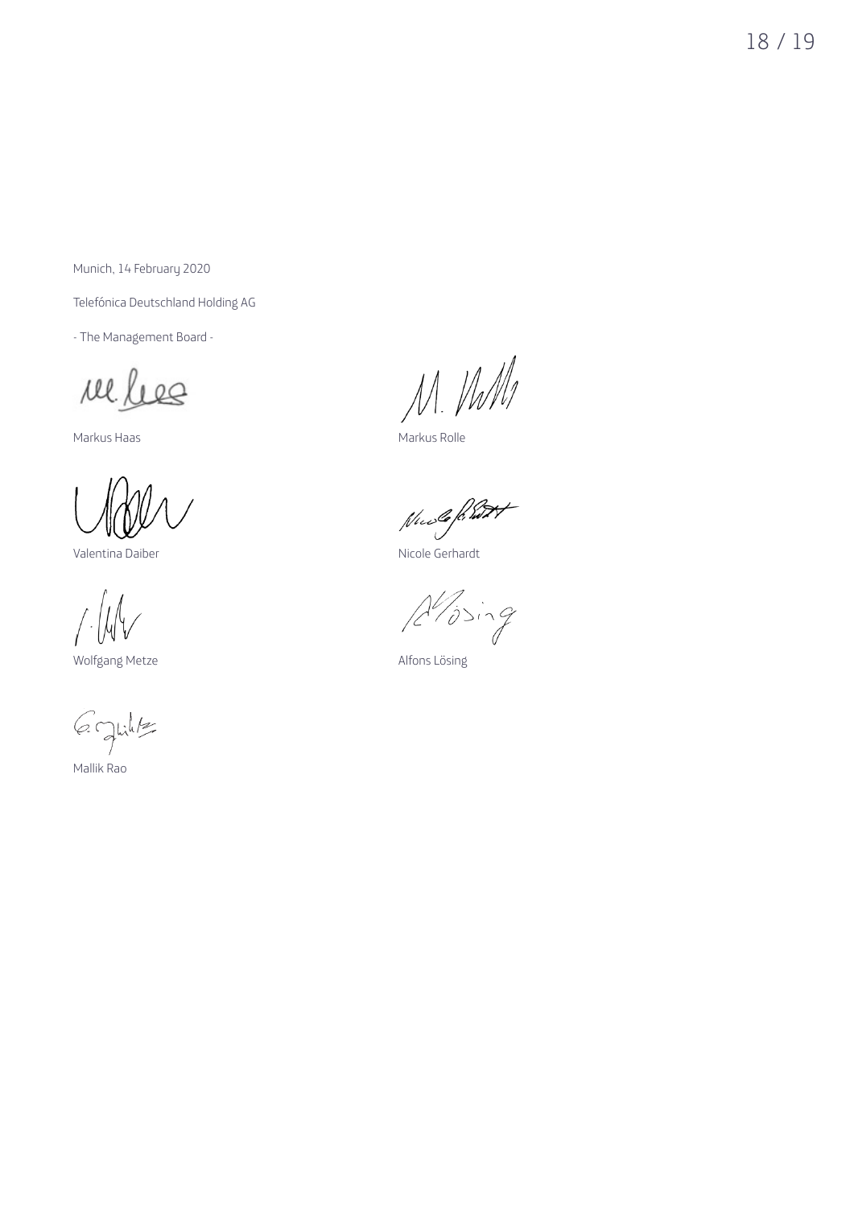Munich, 14 February 2020

Telefónica Deutschland Holding AG

- The Management Board -

Markus Haas

Markus Rolle

Valentina Daiber

Nicole Gerhardt

Wolfgang Metze

Alfons Lösing

Mallik Rao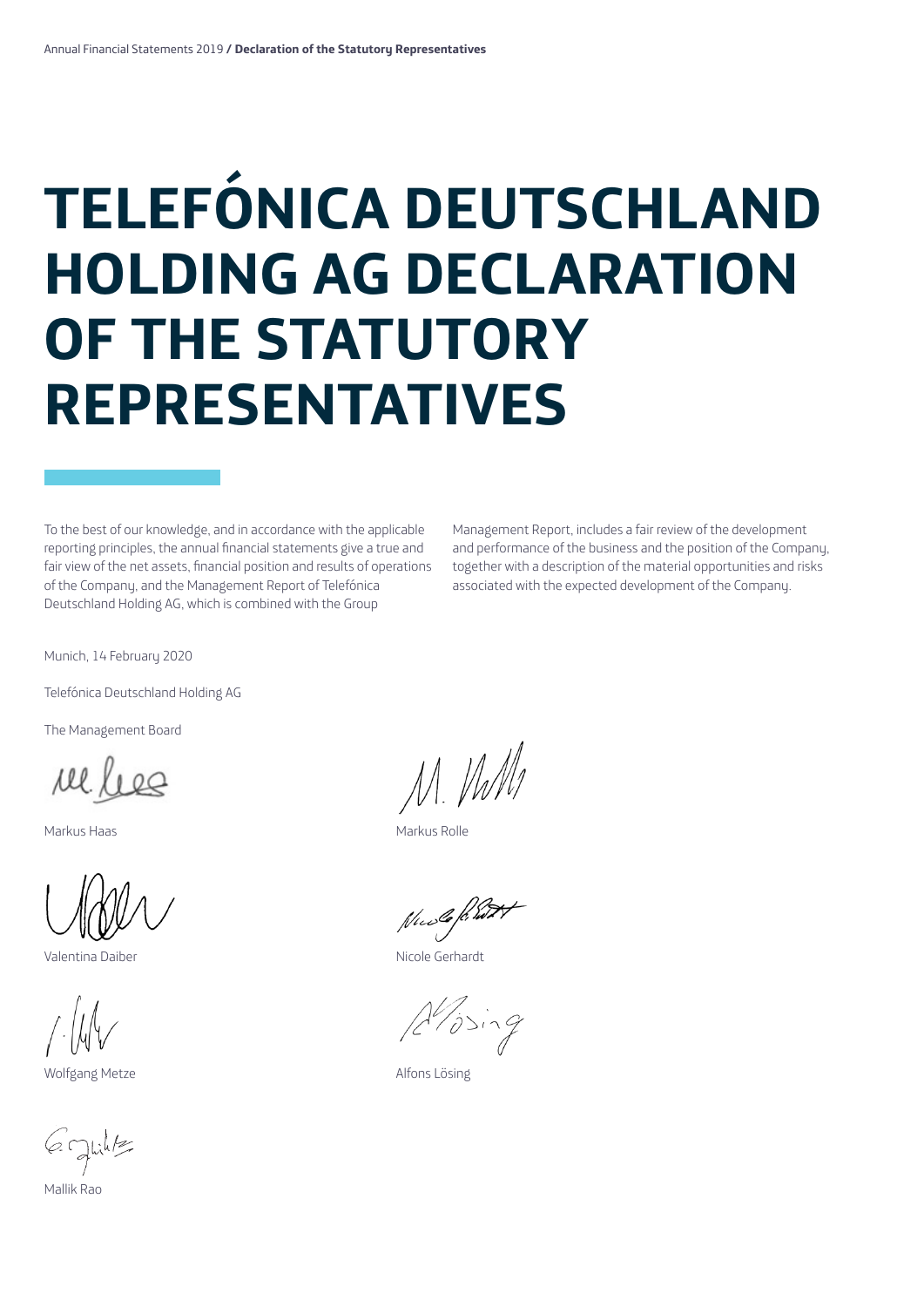# TELEFÓNICA DEUTSCHLAND HOLDING AG DECLARATION OF THE STATUTORY REPRESENTATIVES

To the best of our knowledge, and in accordance with the applicable reporting principles, the annual financial statements give a true and fair view of the net assets, financial position and results of operations of the Company, and the Management Report of Telefónica Deutschland Holding AG, which is combined with the Group Management Report, includes a fair review of the development and performance of the business and the position of the Company, together with a description of the material opportunities and risks associated with the expected development of the Company.

Munich, 14 February 2020

Telefónica Deutschland Holding AG

The Management Board

Markus Haas

Markus Rolle

Valentina Daiber

Nicole Gerhardt

Wolfgang Metze

Alfons Lösing

Mallik Rao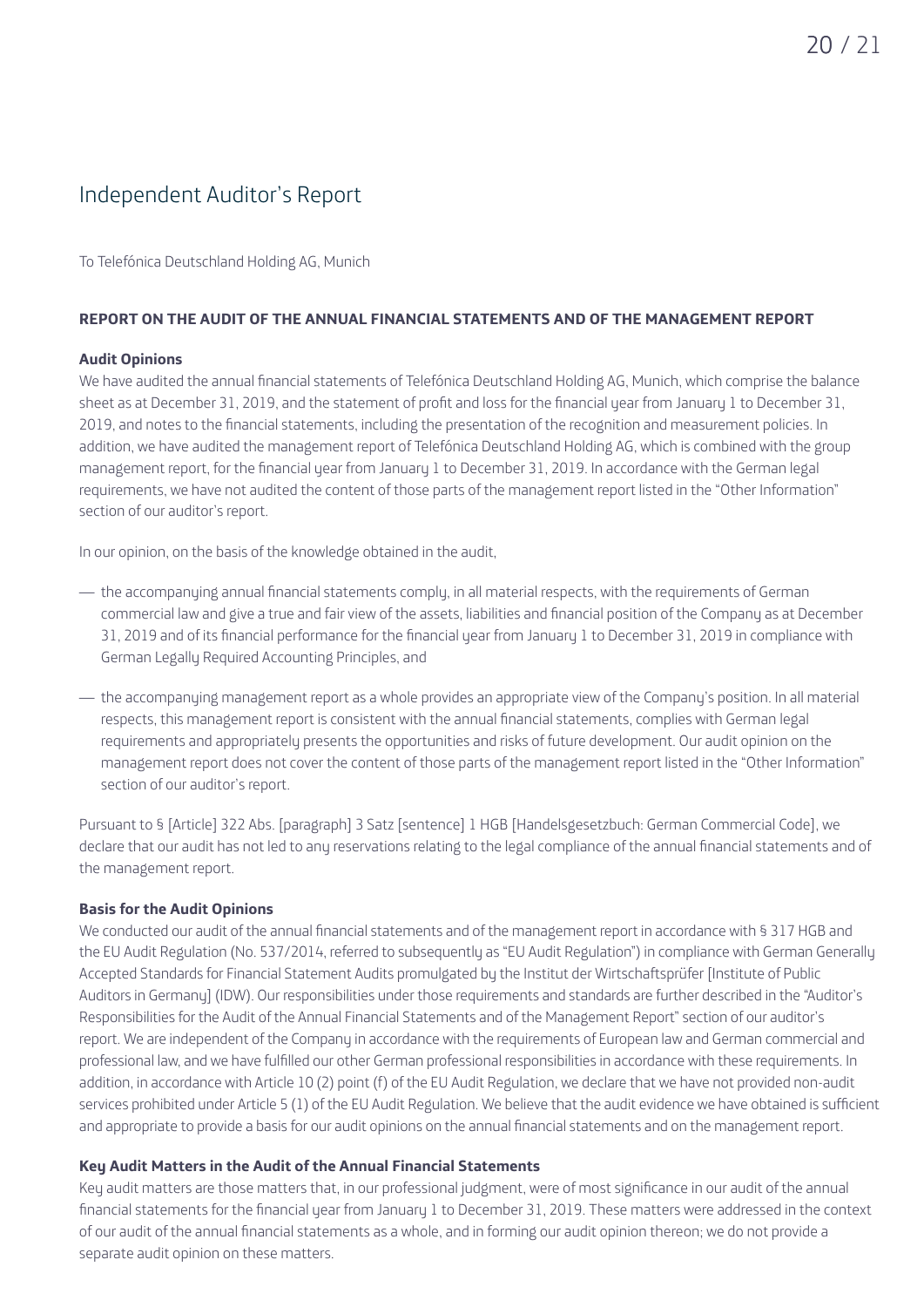# Independent Auditor's Report

To Telefónica Deutschland Holding AG, Munich

## REPORT ON THE AUDIT OF THE ANNUAL FINANCIAL STATEMENTS AND OF THE MANAGEMENT REPORT

### Audit Opinions

We have audited the annual financial statements of Telefónica Deutschland Holding AG, Munich, which comprise the balance sheet as at December 31, 2019, and the statement of profit and loss for the financial year from January 1 to December 31, 2019, and notes to the financial statements, including the presentation of the recognition and measurement policies. In addition, we have audited the management report of Telefónica Deutschland Holding AG, which is combined with the group management report, for the financial year from January 1 to December 31, 2019. In accordance with the German legal requirements, we have not audited the content of those parts of the management report listed in the "Other Information" section of our auditor's report.

In our opinion, on the basis of the knowledge obtained in the audit,

- the accompanying annual financial statements comply, in all material respects, with the requirements of German commercial law and give a true and fair view of the assets, liabilities and financial position of the Company as at December 31, 2019 and of its financial performance for the financial year from January 1 to December 31, 2019 in compliance with German Legally Required Accounting Principles, and
- the accompanying management report as a whole provides an appropriate view of the Company's position. In all material respects, this management report is consistent with the annual financial statements, complies with German legal requirements and appropriately presents the opportunities and risks of future development. Our audit opinion on the management report does not cover the content of those parts of the management report listed in the "Other Information" section of our auditor's report.

Pursuant to § [Article] 322 Abs. [paragraph] 3 Satz [sentence] 1 HGB [Handelsgesetzbuch: German Commercial Code], we declare that our audit has not led to any reservations relating to the legal compliance of the annual financial statements and of the management report.

### Basis for the Audit Opinions

We conducted our audit of the annual financial statements and of the management report in accordance with § 317 HGB and the EU Audit Regulation (No. 537/2014, referred to subsequently as "EU Audit Regulation") in compliance with German Generally Accepted Standards for Financial Statement Audits promulgated by the Institut der Wirtschaftsprüfer [Institute of Public Auditors in Germany] (IDW). Our responsibilities under those requirements and standards are further described in the "Auditor's Responsibilities for the Audit of the Annual Financial Statements and of the Management Report" section of our auditor's report. We are independent of the Company in accordance with the requirements of European law and German commercial and professional law, and we have fulfilled our other German professional responsibilities in accordance with these requirements. In addition, in accordance with Article 10 (2) point (f) of the EU Audit Regulation, we declare that we have not provided non-audit services prohibited under Article 5 (1) of the EU Audit Regulation. We believe that the audit evidence we have obtained is sufficient and appropriate to provide a basis for our audit opinions on the annual financial statements and on the management report.

### Key Audit Matters in the Audit of the Annual Financial Statements

Key audit matters are those matters that, in our professional judgment, were of most significance in our audit of the annual financial statements for the financial year from January 1 to December 31, 2019. These matters were addressed in the context of our audit of the annual financial statements as a whole, and in forming our audit opinion thereon; we do not provide a separate audit opinion on these matters.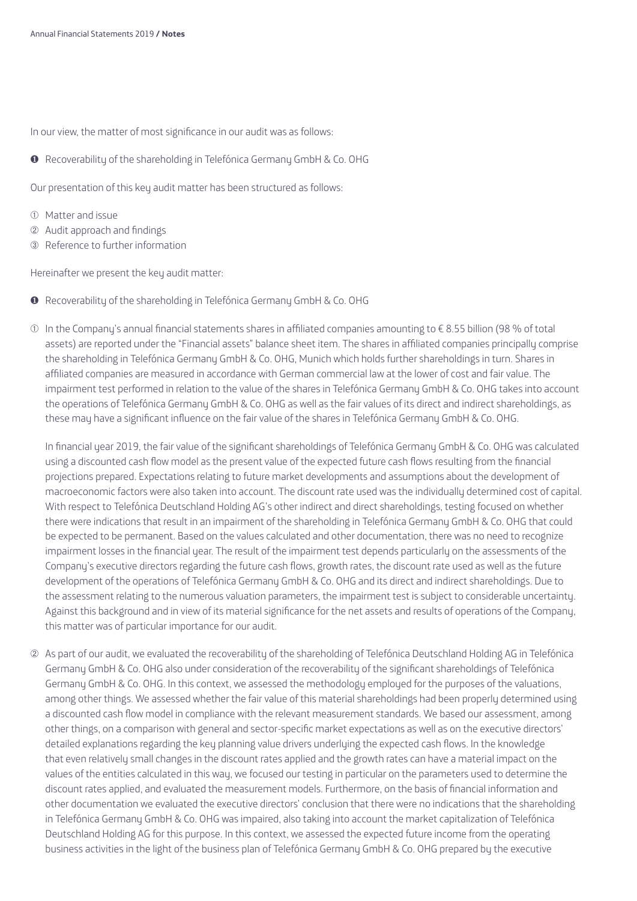In our view, the matter of most significance in our audit was as follows:

❶ Recoverability of the shareholding in Telefónica Germany GmbH & Co. OHG

Our presentation of this key audit matter has been structured as follows:

① Matter and issue
② Audit approach and findings
③ Reference to further information

Hereinafter we present the key audit matter:

❶ Recoverability of the shareholding in Telefónica Germany GmbH & Co. OHG

① In the Company's annual financial statements shares in affiliated companies amounting to € 8.55 billion (98 % of total assets) are reported under the "Financial assets" balance sheet item. The shares in affiliated companies principally comprise the shareholding in Telefónica Germany GmbH & Co. OHG, Munich which holds further shareholdings in turn. Shares in affiliated companies are measured in accordance with German commercial law at the lower of cost and fair value. The impairment test performed in relation to the value of the shares in Telefónica Germany GmbH & Co. OHG takes into account the operations of Telefónica Germany GmbH & Co. OHG as well as the fair values of its direct and indirect shareholdings, as these may have a significant influence on the fair value of the shares in Telefónica Germany GmbH & Co. OHG.

In financial year 2019, the fair value of the significant shareholdings of Telefónica Germany GmbH & Co. OHG was calculated using a discounted cash flow model as the present value of the expected future cash flows resulting from the financial projections prepared. Expectations relating to future market developments and assumptions about the development of macroeconomic factors were also taken into account. The discount rate used was the individually determined cost of capital. With respect to Telefónica Deutschland Holding AG's other indirect and direct shareholdings, testing focused on whether there were indications that result in an impairment of the shareholding in Telefónica Germany GmbH & Co. OHG that could be expected to be permanent. Based on the values calculated and other documentation, there was no need to recognize impairment losses in the financial year. The result of the impairment test depends particularly on the assessments of the Company's executive directors regarding the future cash flows, growth rates, the discount rate used as well as the future development of the operations of Telefónica Germany GmbH & Co. OHG and its direct and indirect shareholdings. Due to the assessment relating to the numerous valuation parameters, the impairment test is subject to considerable uncertainty. Against this background and in view of its material significance for the net assets and results of operations of the Company, this matter was of particular importance for our audit.

② As part of our audit, we evaluated the recoverability of the shareholding of Telefónica Deutschland Holding AG in Telefónica Germany GmbH & Co. OHG also under consideration of the recoverability of the significant shareholdings of Telefónica Germany GmbH & Co. OHG. In this context, we assessed the methodology employed for the purposes of the valuations, among other things. We assessed whether the fair value of this material shareholdings had been properly determined using a discounted cash flow model in compliance with the relevant measurement standards. We based our assessment, among other things, on a comparison with general and sector-specific market expectations as well as on the executive directors' detailed explanations regarding the key planning value drivers underlying the expected cash flows. In the knowledge that even relatively small changes in the discount rates applied and the growth rates can have a material impact on the values of the entities calculated in this way, we focused our testing in particular on the parameters used to determine the discount rates applied, and evaluated the measurement models. Furthermore, on the basis of financial information and other documentation we evaluated the executive directors' conclusion that there were no indications that the shareholding in Telefónica Germany GmbH & Co. OHG was impaired, also taking into account the market capitalization of Telefónica Deutschland Holding AG for this purpose. In this context, we assessed the expected future income from the operating business activities in the light of the business plan of Telefónica Germany GmbH & Co. OHG prepared by the executive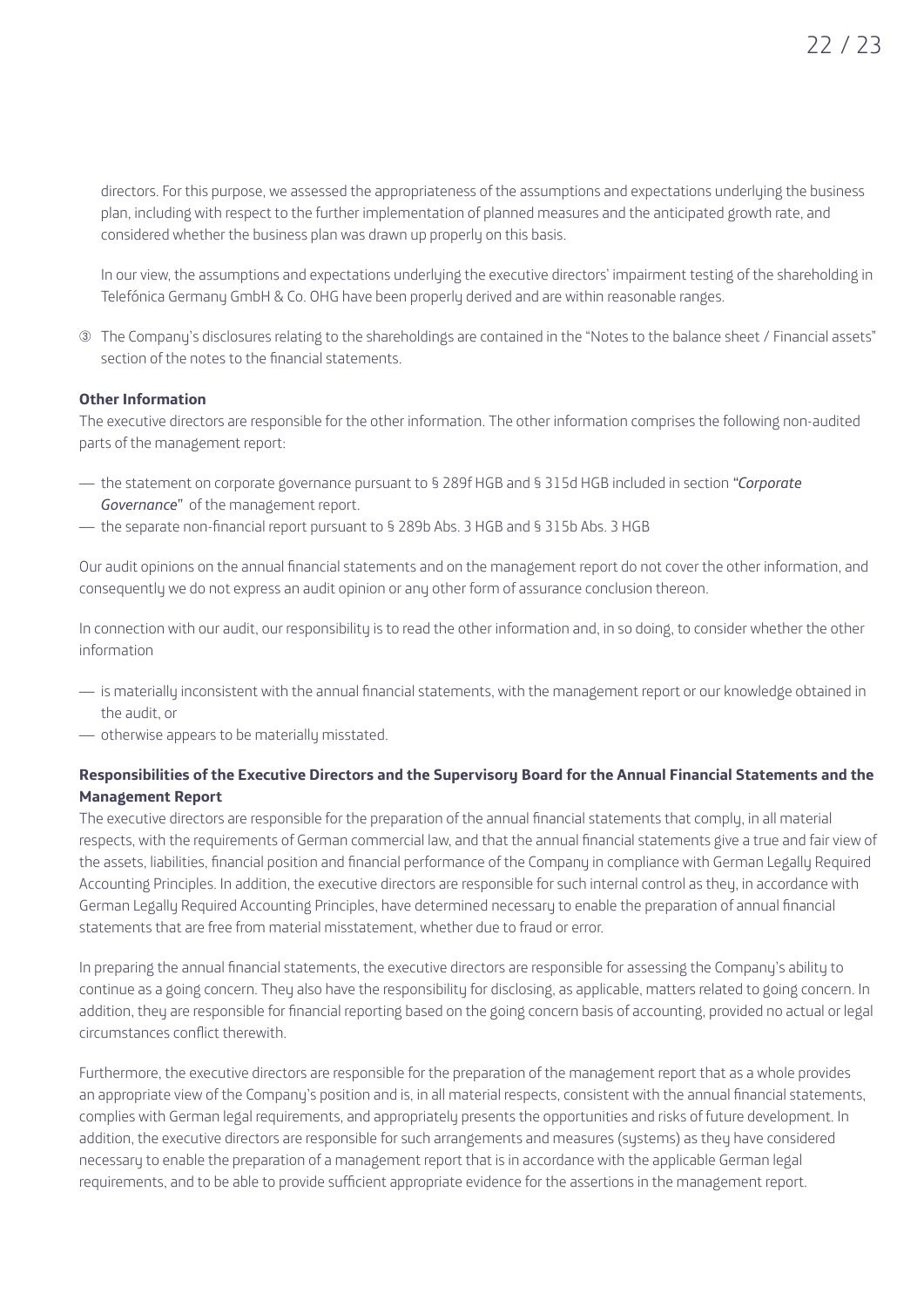directors. For this purpose, we assessed the appropriateness of the assumptions and expectations underlying the business plan, including with respect to the further implementation of planned measures and the anticipated growth rate, and considered whether the business plan was drawn up properly on this basis.

In our view, the assumptions and expectations underlying the executive directors' impairment testing of the shareholding in Telefónica Germany GmbH & Co. OHG have been properly derived and are within reasonable ranges.

③ The Company's disclosures relating to the shareholdings are contained in the "Notes to the balance sheet / Financial assets" section of the notes to the financial statements.

**Other Information**

The executive directors are responsible for the other information. The other information comprises the following non-audited parts of the management report:

- the statement on corporate governance pursuant to § 289f HGB and § 315d HGB included in section "*Corporate Governance*" of the management report.
- the separate non-financial report pursuant to § 289b Abs. 3 HGB and § 315b Abs. 3 HGB

Our audit opinions on the annual financial statements and on the management report do not cover the other information, and consequently we do not express an audit opinion or any other form of assurance conclusion thereon.

In connection with our audit, our responsibility is to read the other information and, in so doing, to consider whether the other information

- is materially inconsistent with the annual financial statements, with the management report or our knowledge obtained in the audit, or
- otherwise appears to be materially misstated.

**Responsibilities of the Executive Directors and the Supervisory Board for the Annual Financial Statements and the Management Report**

The executive directors are responsible for the preparation of the annual financial statements that comply, in all material respects, with the requirements of German commercial law, and that the annual financial statements give a true and fair view of the assets, liabilities, financial position and financial performance of the Company in compliance with German Legally Required Accounting Principles. In addition, the executive directors are responsible for such internal control as they, in accordance with German Legally Required Accounting Principles, have determined necessary to enable the preparation of annual financial statements that are free from material misstatement, whether due to fraud or error.

In preparing the annual financial statements, the executive directors are responsible for assessing the Company's ability to continue as a going concern. They also have the responsibility for disclosing, as applicable, matters related to going concern. In addition, they are responsible for financial reporting based on the going concern basis of accounting, provided no actual or legal circumstances conflict therewith.

Furthermore, the executive directors are responsible for the preparation of the management report that as a whole provides an appropriate view of the Company's position and is, in all material respects, consistent with the annual financial statements, complies with German legal requirements, and appropriately presents the opportunities and risks of future development. In addition, the executive directors are responsible for such arrangements and measures (systems) as they have considered necessary to enable the preparation of a management report that is in accordance with the applicable German legal requirements, and to be able to provide sufficient appropriate evidence for the assertions in the management report.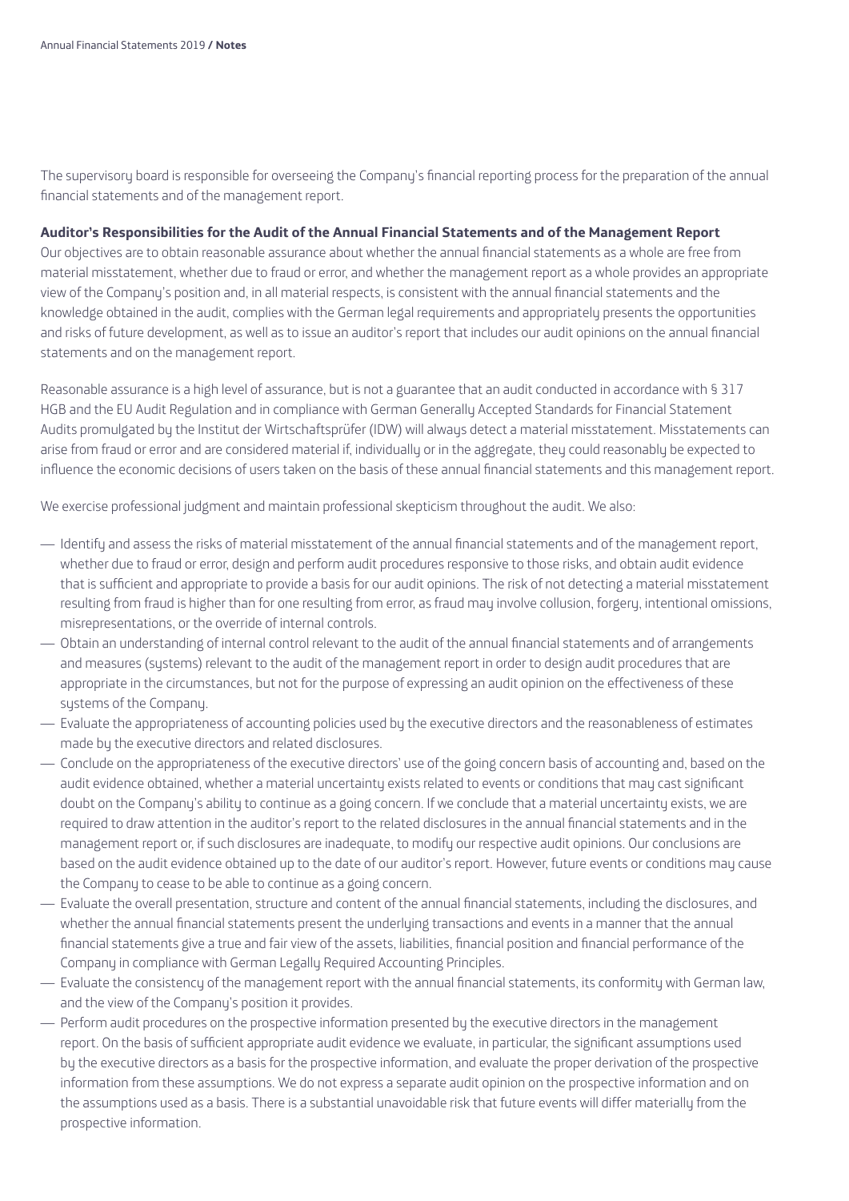The supervisory board is responsible for overseeing the Company's financial reporting process for the preparation of the annual financial statements and of the management report.

**Auditor's Responsibilities for the Audit of the Annual Financial Statements and of the Management Report**

Our objectives are to obtain reasonable assurance about whether the annual financial statements as a whole are free from material misstatement, whether due to fraud or error, and whether the management report as a whole provides an appropriate view of the Company's position and, in all material respects, is consistent with the annual financial statements and the knowledge obtained in the audit, complies with the German legal requirements and appropriately presents the opportunities and risks of future development, as well as to issue an auditor's report that includes our audit opinions on the annual financial statements and on the management report.

Reasonable assurance is a high level of assurance, but is not a guarantee that an audit conducted in accordance with § 317 HGB and the EU Audit Regulation and in compliance with German Generally Accepted Standards for Financial Statement Audits promulgated by the Institut der Wirtschaftsprüfer (IDW) will always detect a material misstatement. Misstatements can arise from fraud or error and are considered material if, individually or in the aggregate, they could reasonably be expected to influence the economic decisions of users taken on the basis of these annual financial statements and this management report.

We exercise professional judgment and maintain professional skepticism throughout the audit. We also:

- Identify and assess the risks of material misstatement of the annual financial statements and of the management report, whether due to fraud or error, design and perform audit procedures responsive to those risks, and obtain audit evidence that is sufficient and appropriate to provide a basis for our audit opinions. The risk of not detecting a material misstatement resulting from fraud is higher than for one resulting from error, as fraud may involve collusion, forgery, intentional omissions, misrepresentations, or the override of internal controls.
- Obtain an understanding of internal control relevant to the audit of the annual financial statements and of arrangements and measures (systems) relevant to the audit of the management report in order to design audit procedures that are appropriate in the circumstances, but not for the purpose of expressing an audit opinion on the effectiveness of these systems of the Company.
- Evaluate the appropriateness of accounting policies used by the executive directors and the reasonableness of estimates made by the executive directors and related disclosures.
- Conclude on the appropriateness of the executive directors' use of the going concern basis of accounting and, based on the audit evidence obtained, whether a material uncertainty exists related to events or conditions that may cast significant doubt on the Company's ability to continue as a going concern. If we conclude that a material uncertainty exists, we are required to draw attention in the auditor's report to the related disclosures in the annual financial statements and in the management report or, if such disclosures are inadequate, to modify our respective audit opinions. Our conclusions are based on the audit evidence obtained up to the date of our auditor's report. However, future events or conditions may cause the Company to cease to be able to continue as a going concern.
- Evaluate the overall presentation, structure and content of the annual financial statements, including the disclosures, and whether the annual financial statements present the underlying transactions and events in a manner that the annual financial statements give a true and fair view of the assets, liabilities, financial position and financial performance of the Company in compliance with German Legally Required Accounting Principles.
- Evaluate the consistency of the management report with the annual financial statements, its conformity with German law, and the view of the Company's position it provides.
- Perform audit procedures on the prospective information presented by the executive directors in the management report. On the basis of sufficient appropriate audit evidence we evaluate, in particular, the significant assumptions used by the executive directors as a basis for the prospective information, and evaluate the proper derivation of the prospective information from these assumptions. We do not express a separate audit opinion on the prospective information and on the assumptions used as a basis. There is a substantial unavoidable risk that future events will differ materially from the prospective information.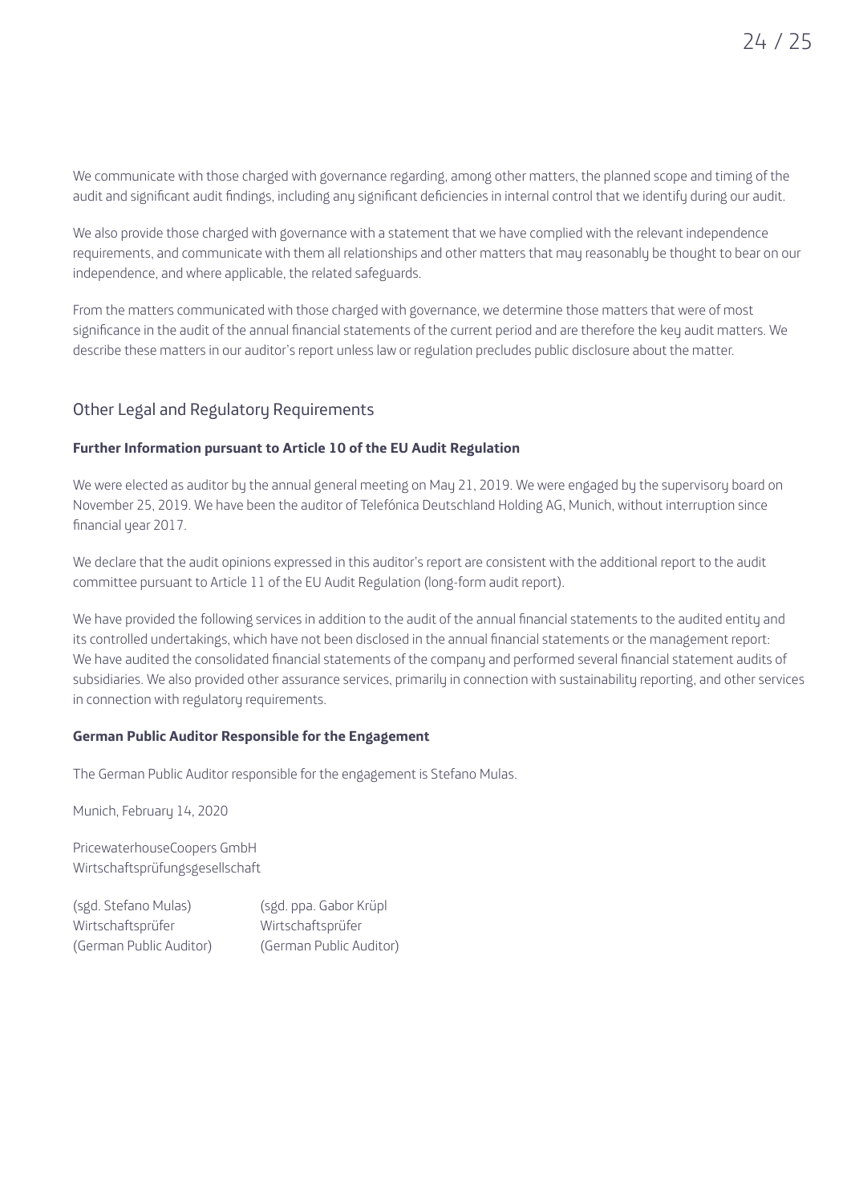We communicate with those charged with governance regarding, among other matters, the planned scope and timing of the audit and significant audit findings, including any significant deficiencies in internal control that we identify during our audit.

We also provide those charged with governance with a statement that we have complied with the relevant independence requirements, and communicate with them all relationships and other matters that may reasonably be thought to bear on our independence, and where applicable, the related safeguards.

From the matters communicated with those charged with governance, we determine those matters that were of most significance in the audit of the annual financial statements of the current period and are therefore the key audit matters. We describe these matters in our auditor's report unless law or regulation precludes public disclosure about the matter.

## Other Legal and Regulatory Requirements

**Further Information pursuant to Article 10 of the EU Audit Regulation**

We were elected as auditor by the annual general meeting on May 21, 2019. We were engaged by the supervisory board on November 25, 2019. We have been the auditor of Telefónica Deutschland Holding AG, Munich, without interruption since financial year 2017.

We declare that the audit opinions expressed in this auditor's report are consistent with the additional report to the audit committee pursuant to Article 11 of the EU Audit Regulation (long-form audit report).

We have provided the following services in addition to the audit of the annual financial statements to the audited entity and its controlled undertakings, which have not been disclosed in the annual financial statements or the management report: We have audited the consolidated financial statements of the company and performed several financial statement audits of subsidiaries. We also provided other assurance services, primarily in connection with sustainability reporting, and other services in connection with regulatory requirements.

**German Public Auditor Responsible for the Engagement**

The German Public Auditor responsible for the engagement is Stefano Mulas.

Munich, February 14, 2020

PricewaterhouseCoopers GmbH
Wirtschaftsprüfungsgesellschaft

| (sgd. Stefano Mulas) | (sgd. ppa. Gabor Krüpl |
|---|---|
| Wirtschaftsprüfer | Wirtschaftsprüfer |
| (German Public Auditor) | (German Public Auditor) |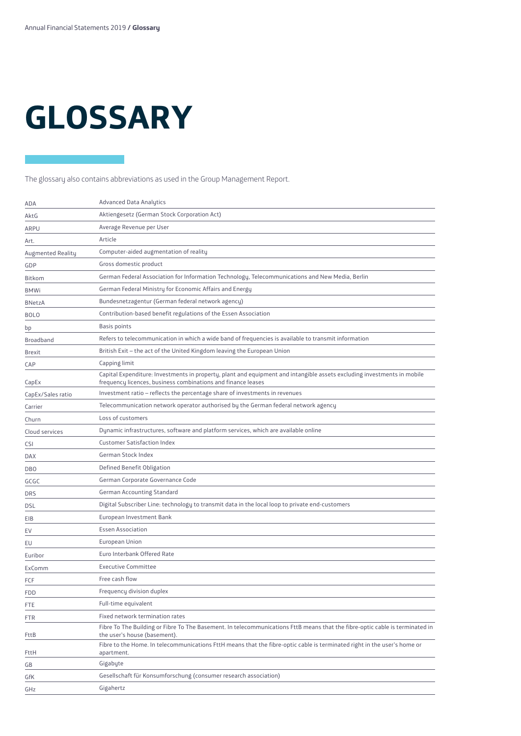# GLOSSARY

The glossary also contains abbreviations as used in the Group Management Report.

| | |
|---|---|
| ADA | Advanced Data Analytics |
| AktG | Aktiengesetz (German Stock Corporation Act) |
| ARPU | Average Revenue per User |
| Art. | Article |
| Augmented Reality | Computer-aided augmentation of reality |
| GDP | Gross domestic product |
| Bitkom | German Federal Association for Information Technology, Telecommunications and New Media, Berlin |
| BMWi | German Federal Ministry for Economic Affairs and Energy |
| BNetzA | Bundesnetzagentur (German federal network agency) |
| BOLO | Contribution-based benefit regulations of the Essen Association |
| bp | Basis points |
| Broadband | Refers to telecommunication in which a wide band of frequencies is available to transmit information |
| Brexit | British Exit – the act of the United Kingdom leaving the European Union |
| CAP | Capping limit |
| CapEx | Capital Expenditure: Investments in property, plant and equipment and intangible assets excluding investments in mobile frequency licences, business combinations and finance leases |
| CapEx/Sales ratio | Investment ratio – reflects the percentage share of investments in revenues |
| Carrier | Telecommunication network operator authorised by the German federal network agency |
| Churn | Loss of customers |
| Cloud services | Dynamic infrastructures, software and platform services, which are available online |
| CSI | Customer Satisfaction Index |
| DAX | German Stock Index |
| DBO | Defined Benefit Obligation |
| GCGC | German Corporate Governance Code |
| DRS | German Accounting Standard |
| DSL | Digital Subscriber Line: technology to transmit data in the local loop to private end-customers |
| EIB | European Investment Bank |
| EV | Essen Association |
| EU | European Union |
| Euribor | Euro Interbank Offered Rate |
| ExComm | Executive Committee |
| FCF | Free cash flow |
| FDD | Frequency division duplex |
| FTE | Full-time equivalent |
| FTR | Fixed network termination rates |
| FttB | Fibre To The Building or Fibre To The Basement. In telecommunications FttB means that the fibre-optic cable is terminated in the user's house (basement). |
| FttH | Fibre to the Home. In telecommunications FttH means that the fibre-optic cable is terminated right in the user's home or apartment. |
| GB | Gigabyte |
| GfK | Gesellschaft für Konsumforschung (consumer research association) |
| GHz | Gigahertz |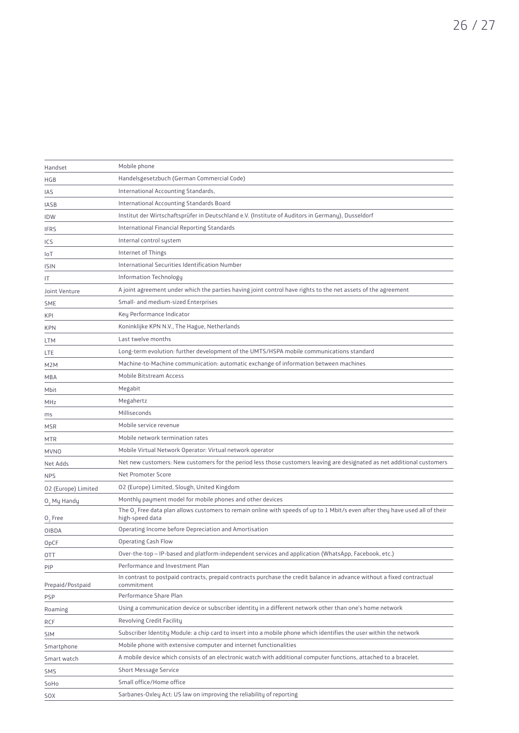| | |
|---|---|
| Handset | Mobile phone |
| HGB | Handelsgesetzbuch (German Commercial Code) |
| IAS | International Accounting Standards, |
| IASB | International Accounting Standards Board |
| IDW | Institut der Wirtschaftsprüfer in Deutschland e.V. (Institute of Auditors in Germany), Dusseldorf |
| IFRS | International Financial Reporting Standards |
| ICS | Internal control system |
| IoT | Internet of Things |
| ISIN | International Securities Identification Number |
| IT | Information Technology |
| Joint Venture | A joint agreement under which the parties having joint control have rights to the net assets of the agreement |
| SME | Small- and medium-sized Enterprises |
| KPI | Key Performance Indicator |
| KPN | Koninklijke KPN N.V., The Hague, Netherlands |
| LTM | Last twelve months |
| LTE | Long-term evolution: further development of the UMTS/HSPA mobile communications standard |
| M2M | Machine-to-Machine communication: automatic exchange of information between machines |
| MBA | Mobile Bitstream Access |
| Mbit | Megabit |
| MHz | Megahertz |
| ms | Milliseconds |
| MSR | Mobile service revenue |
| MTR | Mobile network termination rates |
| MVNO | Mobile Virtual Network Operator: Virtual network operator |
| Net Adds | Net new customers: New customers for the period less those customers leaving are designated as net additional customers |
| NPS | Net Promoter Score |
| O2 (Europe) Limited | O2 (Europe) Limited, Slough, United Kingdom |
| $O_2$ My Handy | Monthly payment model for mobile phones and other devices |
| $O_2$ Free | The $O_2$ Free data plan allows customers to remain online with speeds of up to 1 Mbit/s even after they have used all of their high-speed data |
| OIBDA | Operating Income before Depreciation and Amortisation |
| OpCF | Operating Cash Flow |
| OTT | Over-the-top – IP-based and platform-independent services and application (WhatsApp, Facebook, etc.) |
| PIP | Performance and Investment Plan |
| Prepaid/Postpaid | In contrast to postpaid contracts, prepaid contracts purchase the credit balance in advance without a fixed contractual commitment |
| PSP | Performance Share Plan |
| Roaming | Using a communication device or subscriber identity in a different network other than one's home network |
| RCF | Revolving Credit Facility |
| SIM | Subscriber Identity Module: a chip card to insert into a mobile phone which identifies the user within the network |
| Smartphone | Mobile phone with extensive computer and internet functionalities |
| Smart watch | A mobile device which consists of an electronic watch with additional computer functions, attached to a bracelet. |
| SMS | Short Message Service |
| SoHo | Small office/Home office |
| SOX | Sarbanes-Oxley Act: US law on improving the reliability of reporting |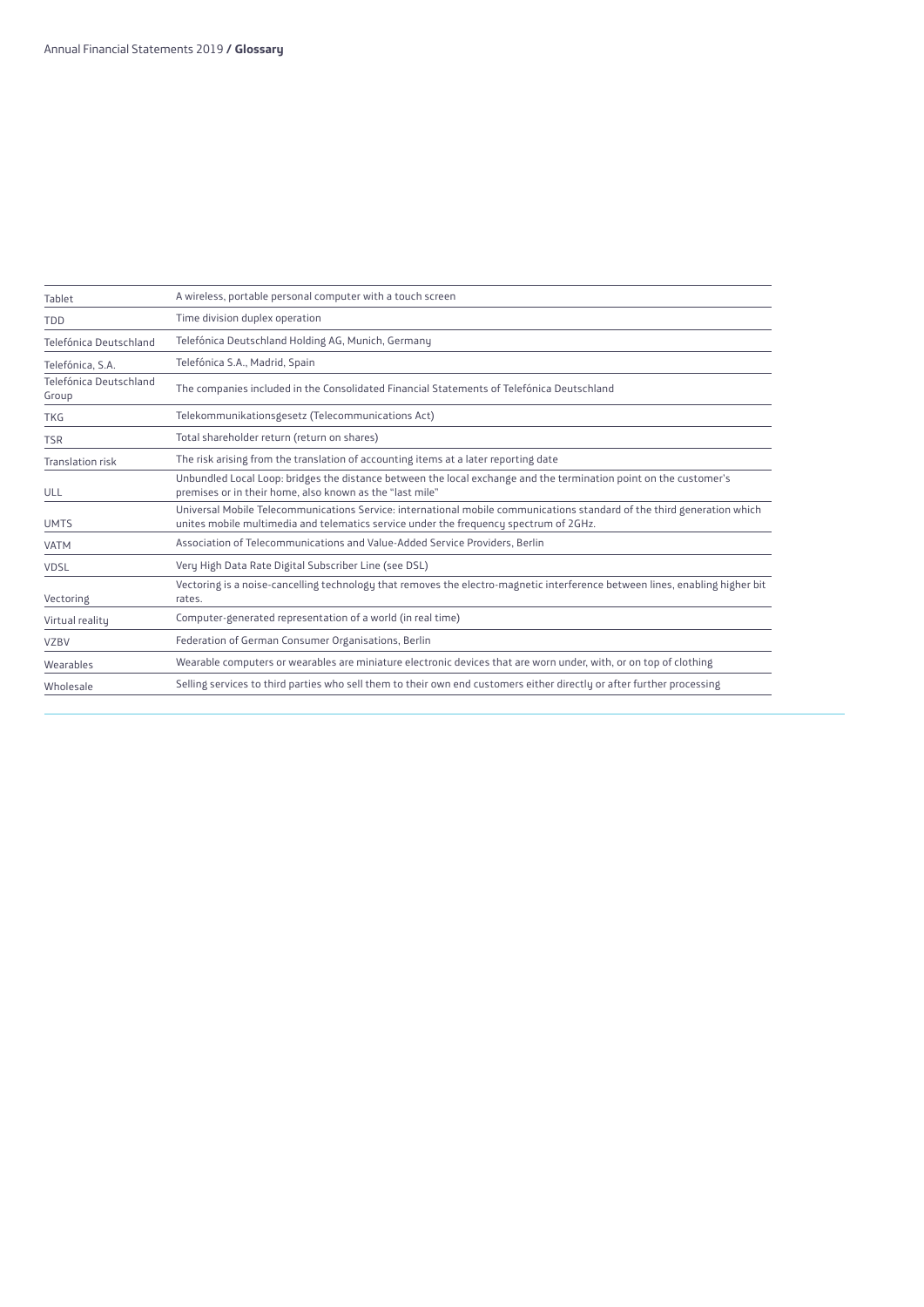| | |
|---|---|
| Tablet | A wireless, portable personal computer with a touch screen |
| TDD | Time division duplex operation |
| Telefónica Deutschland | Telefónica Deutschland Holding AG, Munich, Germany |
| Telefónica, S.A. | Telefónica S.A., Madrid, Spain |
| Telefónica Deutschland Group | The companies included in the Consolidated Financial Statements of Telefónica Deutschland |
| TKG | Telekommunikationsgesetz (Telecommunications Act) |
| TSR | Total shareholder return (return on shares) |
| Translation risk | The risk arising from the translation of accounting items at a later reporting date |
| ULL | Unbundled Local Loop: bridges the distance between the local exchange and the termination point on the customer's premises or in their home, also known as the "last mile" |
| UMTS | Universal Mobile Telecommunications Service: international mobile communications standard of the third generation which unites mobile multimedia and telematics service under the frequency spectrum of 2GHz. |
| VATM | Association of Telecommunications and Value-Added Service Providers, Berlin |
| VDSL | Very High Data Rate Digital Subscriber Line (see DSL) |
| Vectoring | Vectoring is a noise-cancelling technology that removes the electro-magnetic interference between lines, enabling higher bit rates. |
| Virtual reality | Computer-generated representation of a world (in real time) |
| VZBV | Federation of German Consumer Organisations, Berlin |
| Wearables | Wearable computers or wearables are miniature electronic devices that are worn under, with, or on top of clothing |
| Wholesale | Selling services to third parties who sell them to their own end customers either directly or after further processing |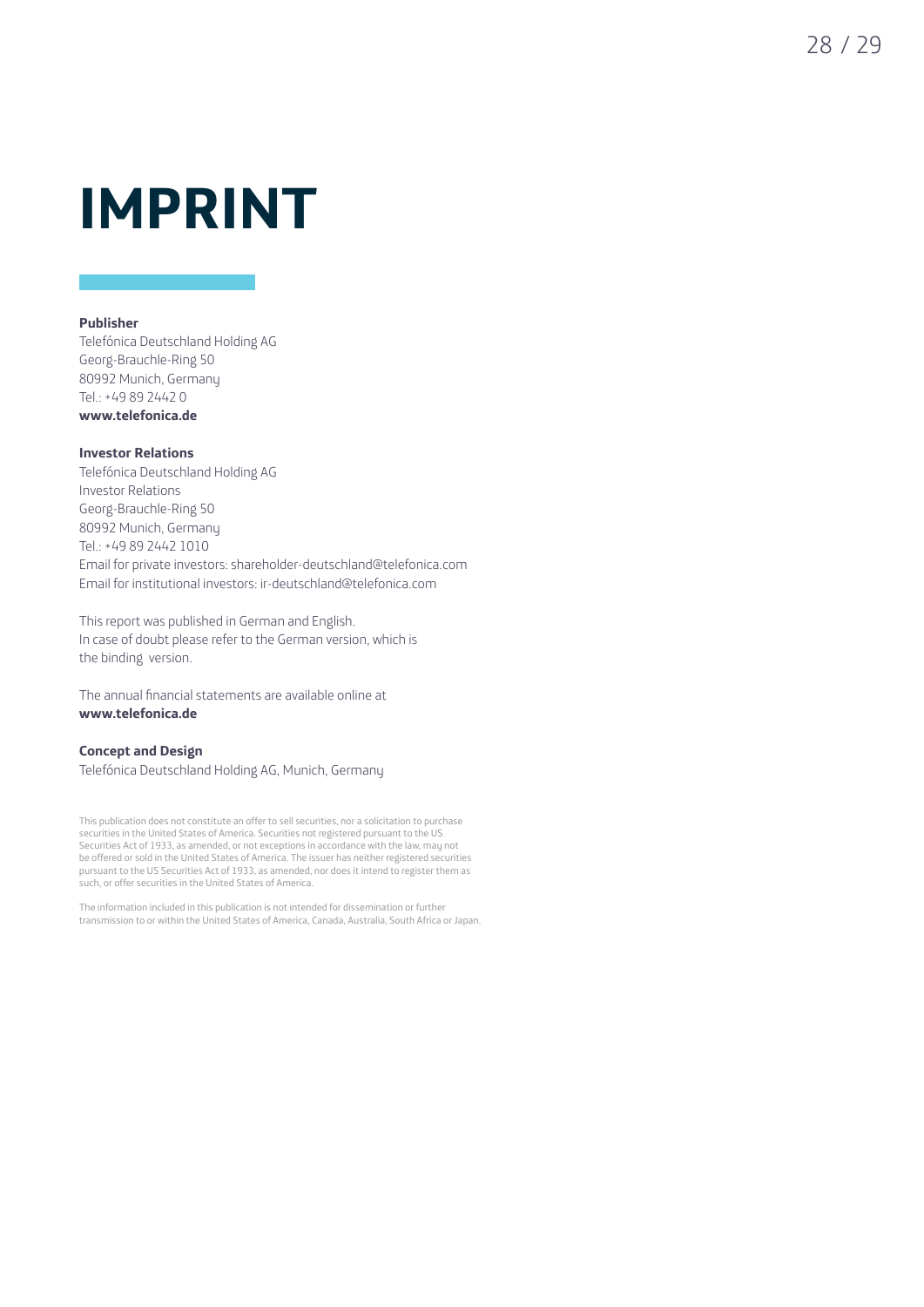# IMPRINT

**Publisher**
Telefónica Deutschland Holding AG
Georg-Brauchle-Ring 50
80992 Munich, Germany
Tel.: +49 89 2442 0
**www.telefonica.de**

**Investor Relations**
Telefónica Deutschland Holding AG
Investor Relations
Georg-Brauchle-Ring 50
80992 Munich, Germany
Tel.: +49 89 2442 1010
Email for private investors: shareholder-deutschland@telefonica.com
Email for institutional investors: ir-deutschland@telefonica.com

This report was published in German and English.
In case of doubt please refer to the German version, which is the binding version.

The annual financial statements are available online at
**www.telefonica.de**

**Concept and Design**
Telefónica Deutschland Holding AG, Munich, Germany

This publication does not constitute an offer to sell securities, nor a solicitation to purchase securities in the United States of America. Securities not registered pursuant to the US Securities Act of 1933, as amended, or not exceptions in accordance with the law, may not be offered or sold in the United States of America. The issuer has neither registered securities pursuant to the US Securities Act of 1933, as amended, nor does it intend to register them as such, or offer securities in the United States of America.

The information included in this publication is not intended for dissemination or further transmission to or within the United States of America, Canada, Australia, South Africa or Japan.